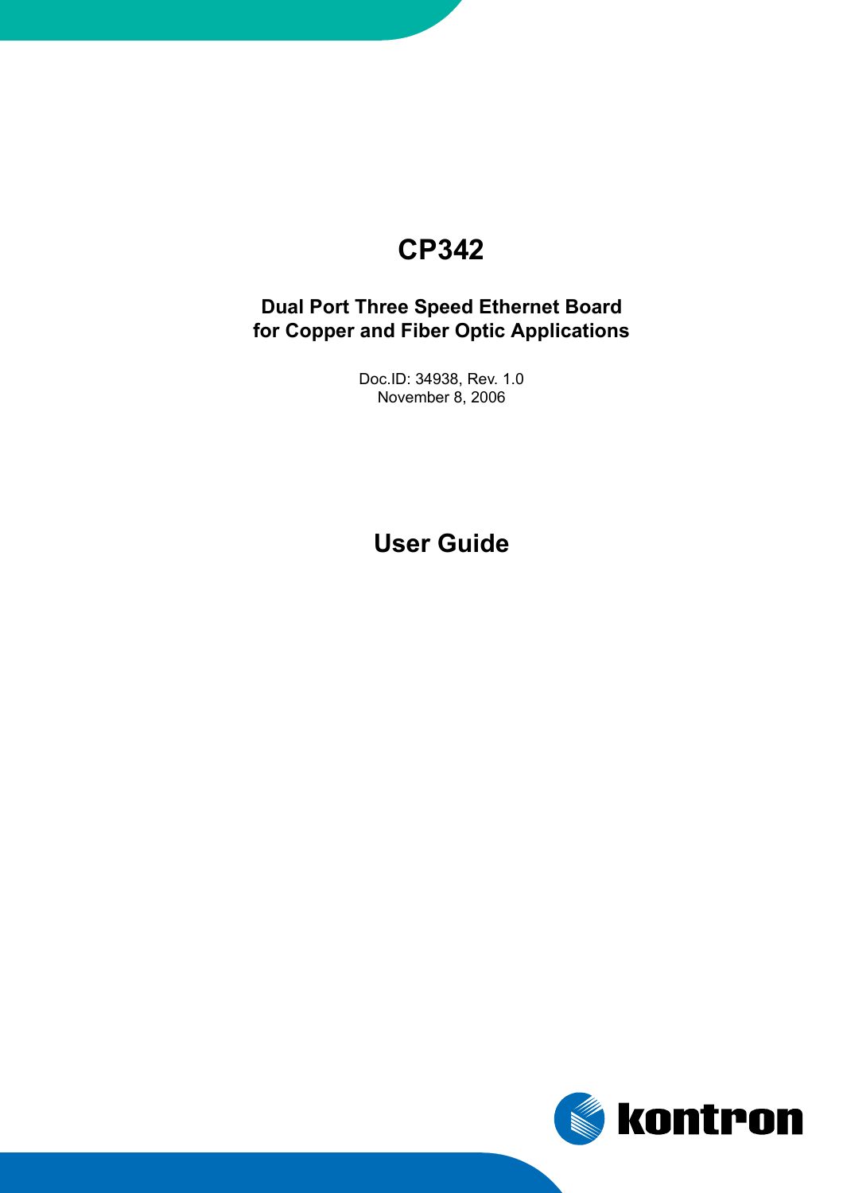# CP342

## Dual Port Three Speed Ethernet Board for Copper and Fiber Optic Applications

Doc.ID: 34938, Rev. 1.0
November 8, 2006

# User Guide

kontron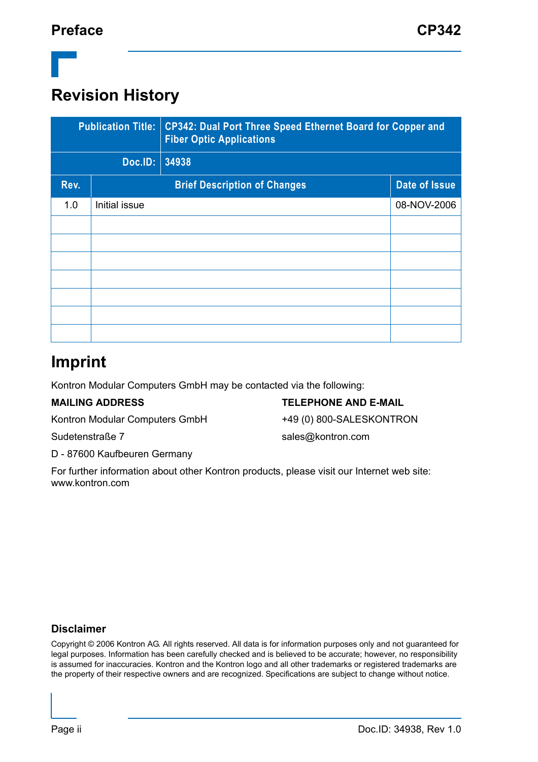# Revision History

| Publication Title: | CP342: Dual Port Three Speed Ethernet Board for Copper and Fiber Optic Applications | |
|---|---|---|
| **Doc.ID:** | **34938** | |
| **Rev.** | **Brief Description of Changes** | **Date of Issue** |
| 1.0 | Initial issue | 08-NOV-2006 |
| | | |
| | | |
| | | |
| | | |
| | | |
| | | |
| | | |

# Imprint

Kontron Modular Computers GmbH may be contacted via the following:

**MAILING ADDRESS**

Kontron Modular Computers GmbH

Sudetenstraße 7

D - 87600 Kaufbeuren Germany

**TELEPHONE AND E-MAIL**

+49 (0) 800-SALESKONTRON

sales@kontron.com

For further information about other Kontron products, please visit our Internet web site: www.kontron.com

### Disclaimer

Copyright © 2006 Kontron AG. All rights reserved. All data is for information purposes only and not guaranteed for legal purposes. Information has been carefully checked and is believed to be accurate; however, no responsibility is assumed for inaccuracies. Kontron and the Kontron logo and all other trademarks or registered trademarks are the property of their respective owners and are recognized. Specifications are subject to change without notice.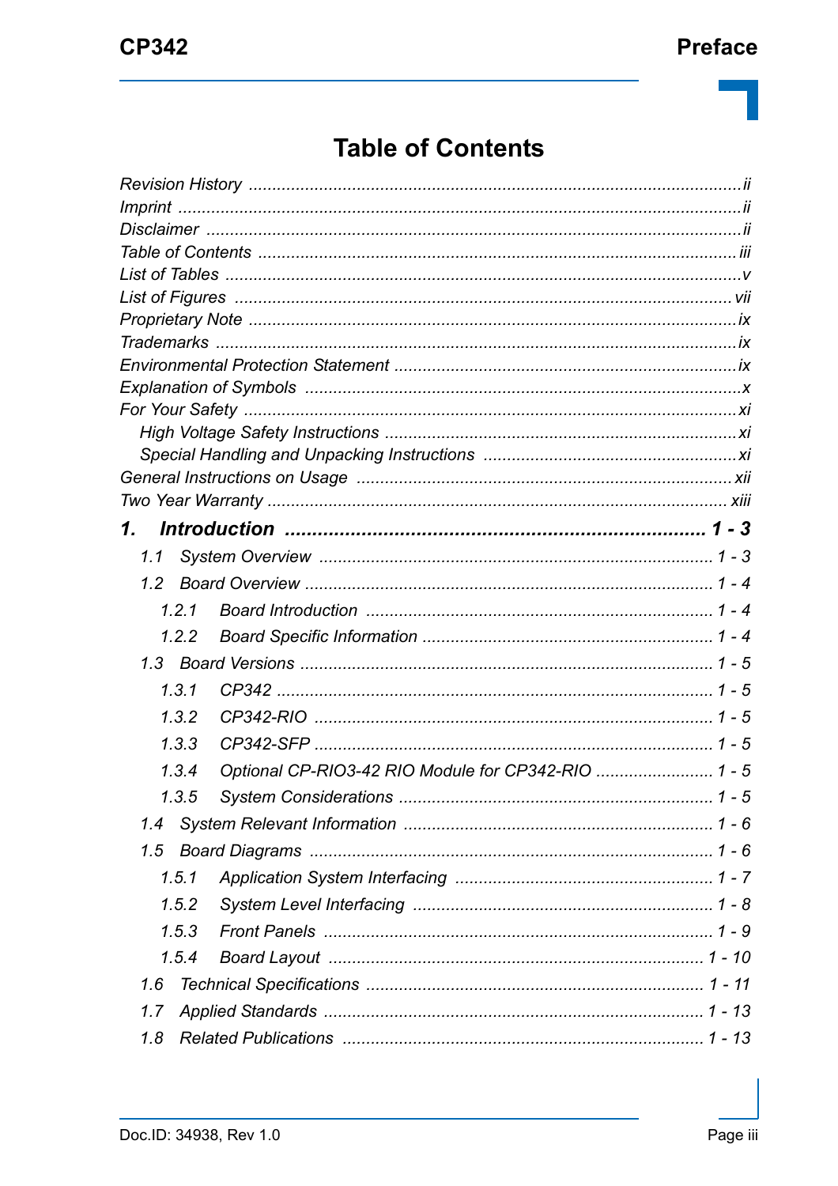# Table of Contents

- *Revision History* ........ *ii*
- *Imprint* ........ *ii*
- *Disclaimer* ........ *ii*
- *Table of Contents* ........ *iii*
- *List of Tables* ........ *v*
- *List of Figures* ........ *vii*
- *Proprietary Note* ........ *ix*
- *Trademarks* ........ *ix*
- *Environmental Protection Statement* ........ *ix*
- *Explanation of Symbols* ........ *x*
- *For Your Safety* ........ *xi*
  - *High Voltage Safety Instructions* ........ *xi*
  - *Special Handling and Unpacking Instructions* ........ *xi*
- *General Instructions on Usage* ........ *xii*
- *Two Year Warranty* ........ *xiii*

**1. Introduction ........ 1 - 3**

- *1.1 System Overview* ........ *1 - 3*
- *1.2 Board Overview* ........ *1 - 4*
  - *1.2.1 Board Introduction* ........ *1 - 4*
  - *1.2.2 Board Specific Information* ........ *1 - 4*
- *1.3 Board Versions* ........ *1 - 5*
  - *1.3.1 CP342* ........ *1 - 5*
  - *1.3.2 CP342-RIO* ........ *1 - 5*
  - *1.3.3 CP342-SFP* ........ *1 - 5*
  - *1.3.4 Optional CP-RIO3-42 RIO Module for CP342-RIO* ........ *1 - 5*
  - *1.3.5 System Considerations* ........ *1 - 5*
- *1.4 System Relevant Information* ........ *1 - 6*
- *1.5 Board Diagrams* ........ *1 - 6*
  - *1.5.1 Application System Interfacing* ........ *1 - 7*
  - *1.5.2 System Level Interfacing* ........ *1 - 8*
  - *1.5.3 Front Panels* ........ *1 - 9*
  - *1.5.4 Board Layout* ........ *1 - 10*
- *1.6 Technical Specifications* ........ *1 - 11*
- *1.7 Applied Standards* ........ *1 - 13*
- *1.8 Related Publications* ........ *1 - 13*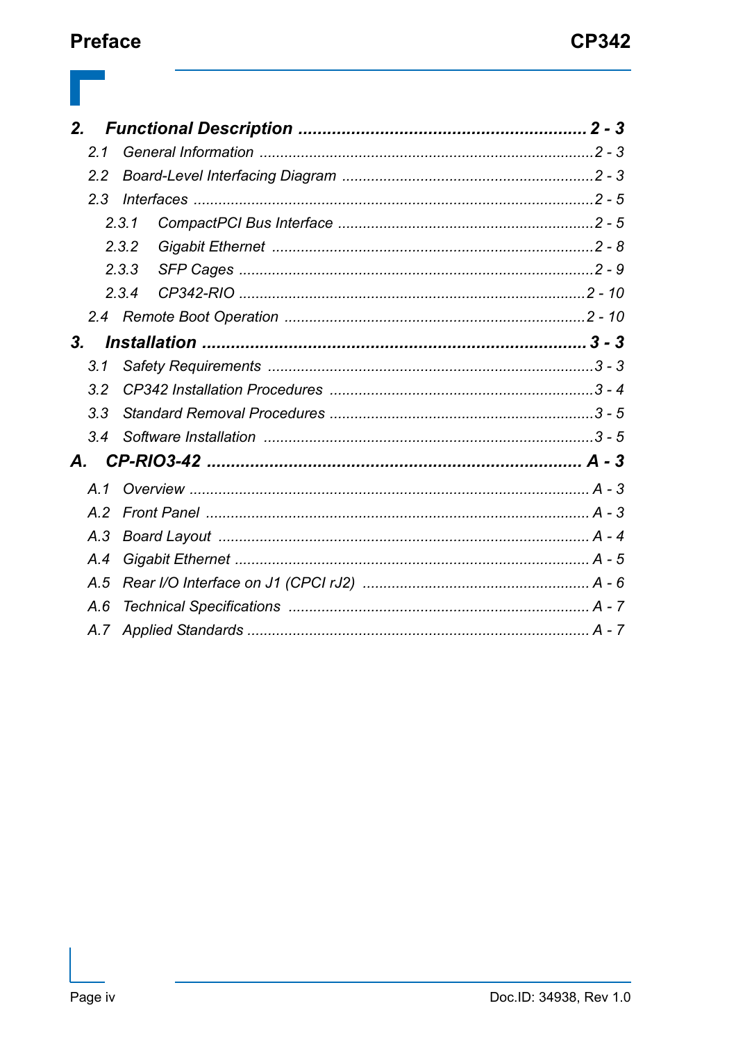**2. Functional Description ........................................................ 2 - 3**

2.1 General Information ........................................................ 2 - 3

2.2 Board-Level Interfacing Diagram ........................................................ 2 - 3

2.3 Interfaces ........................................................ 2 - 5

2.3.1 CompactPCI Bus Interface ........................................................ 2 - 5

2.3.2 Gigabit Ethernet ........................................................ 2 - 8

2.3.3 SFP Cages ........................................................ 2 - 9

2.3.4 CP342-RIO ........................................................ 2 - 10

2.4 Remote Boot Operation ........................................................ 2 - 10

**3. Installation ........................................................ 3 - 3**

3.1 Safety Requirements ........................................................ 3 - 3

3.2 CP342 Installation Procedures ........................................................ 3 - 4

3.3 Standard Removal Procedures ........................................................ 3 - 5

3.4 Software Installation ........................................................ 3 - 5

**A. CP-RIO3-42 ........................................................ A - 3**

A.1 Overview ........................................................ A - 3

A.2 Front Panel ........................................................ A - 3

A.3 Board Layout ........................................................ A - 4

A.4 Gigabit Ethernet ........................................................ A - 5

A.5 Rear I/O Interface on J1 (CPCI rJ2) ........................................................ A - 6

A.6 Technical Specifications ........................................................ A - 7

A.7 Applied Standards ........................................................ A - 7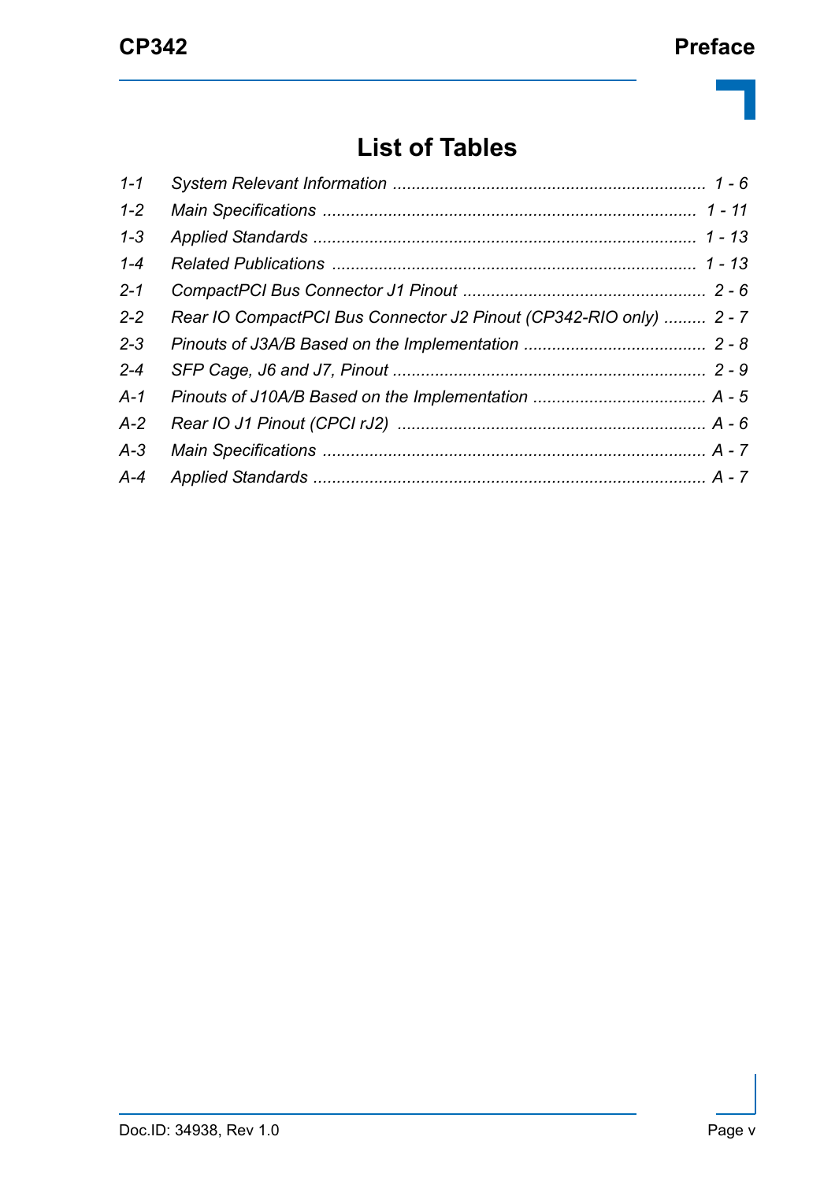# List of Tables

| | | |
|---|---|---|
| *1-1* | *System Relevant Information* | *1 - 6* |
| *1-2* | *Main Specifications* | *1 - 11* |
| *1-3* | *Applied Standards* | *1 - 13* |
| *1-4* | *Related Publications* | *1 - 13* |
| *2-1* | *CompactPCI Bus Connector J1 Pinout* | *2 - 6* |
| *2-2* | *Rear IO CompactPCI Bus Connector J2 Pinout (CP342-RIO only)* | *2 - 7* |
| *2-3* | *Pinouts of J3A/B Based on the Implementation* | *2 - 8* |
| *2-4* | *SFP Cage, J6 and J7, Pinout* | *2 - 9* |
| *A-1* | *Pinouts of J10A/B Based on the Implementation* | *A - 5* |
| *A-2* | *Rear IO J1 Pinout (CPCI rJ2)* | *A - 6* |
| *A-3* | *Main Specifications* | *A - 7* |
| *A-4* | *Applied Standards* | *A - 7* |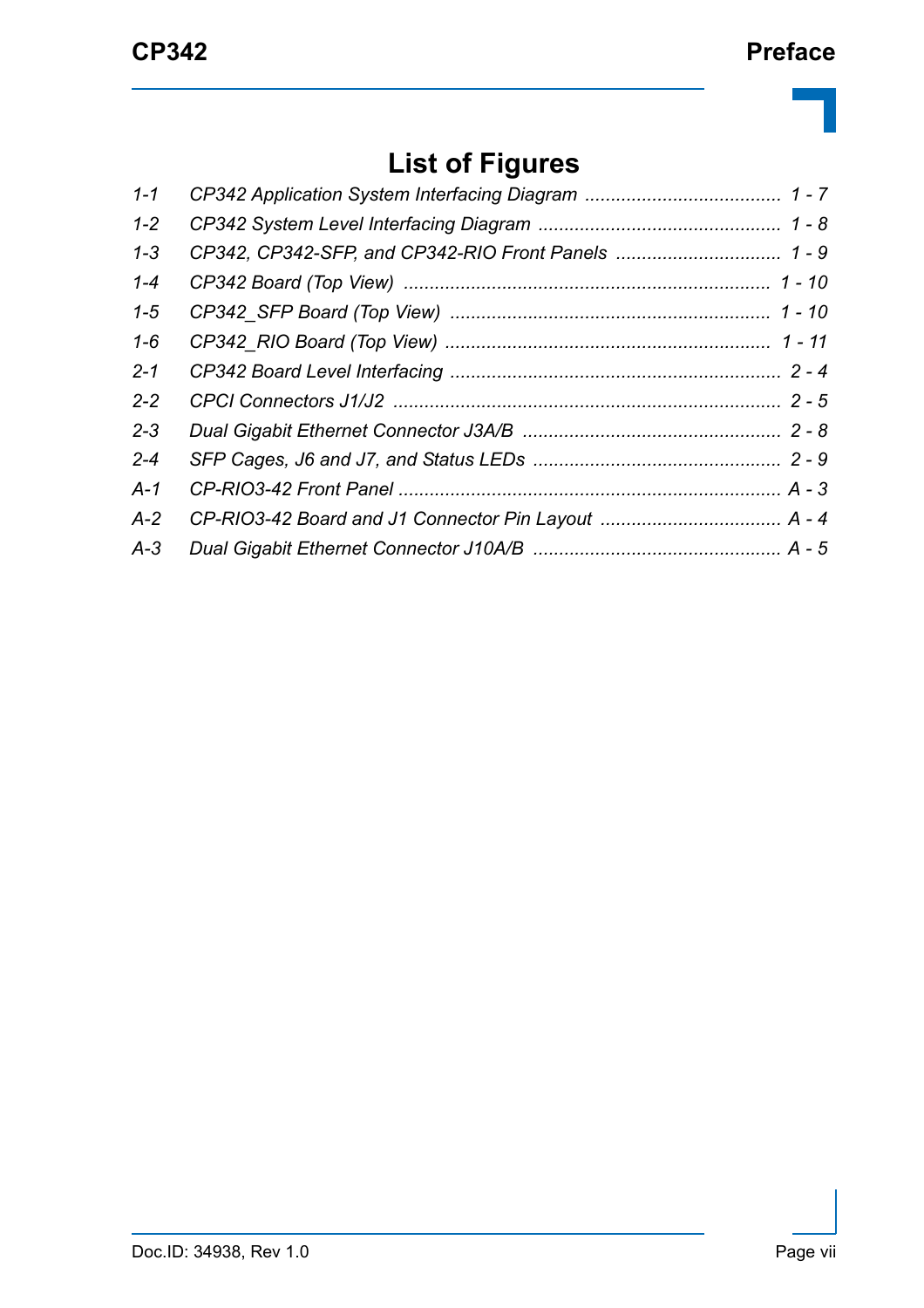# List of Figures

| | | |
|---|---|---|
| 1-1 | *CP342 Application System Interfacing Diagram* | 1 - 7 |
| 1-2 | *CP342 System Level Interfacing Diagram* | 1 - 8 |
| 1-3 | *CP342, CP342-SFP, and CP342-RIO Front Panels* | 1 - 9 |
| 1-4 | *CP342 Board (Top View)* | 1 - 10 |
| 1-5 | *CP342_SFP Board (Top View)* | 1 - 10 |
| 1-6 | *CP342_RIO Board (Top View)* | 1 - 11 |
| 2-1 | *CP342 Board Level Interfacing* | 2 - 4 |
| 2-2 | *CPCI Connectors J1/J2* | 2 - 5 |
| 2-3 | *Dual Gigabit Ethernet Connector J3A/B* | 2 - 8 |
| 2-4 | *SFP Cages, J6 and J7, and Status LEDs* | 2 - 9 |
| A-1 | *CP-RIO3-42 Front Panel* | A - 3 |
| A-2 | *CP-RIO3-42 Board and J1 Connector Pin Layout* | A - 4 |
| A-3 | *Dual Gigabit Ethernet Connector J10A/B* | A - 5 |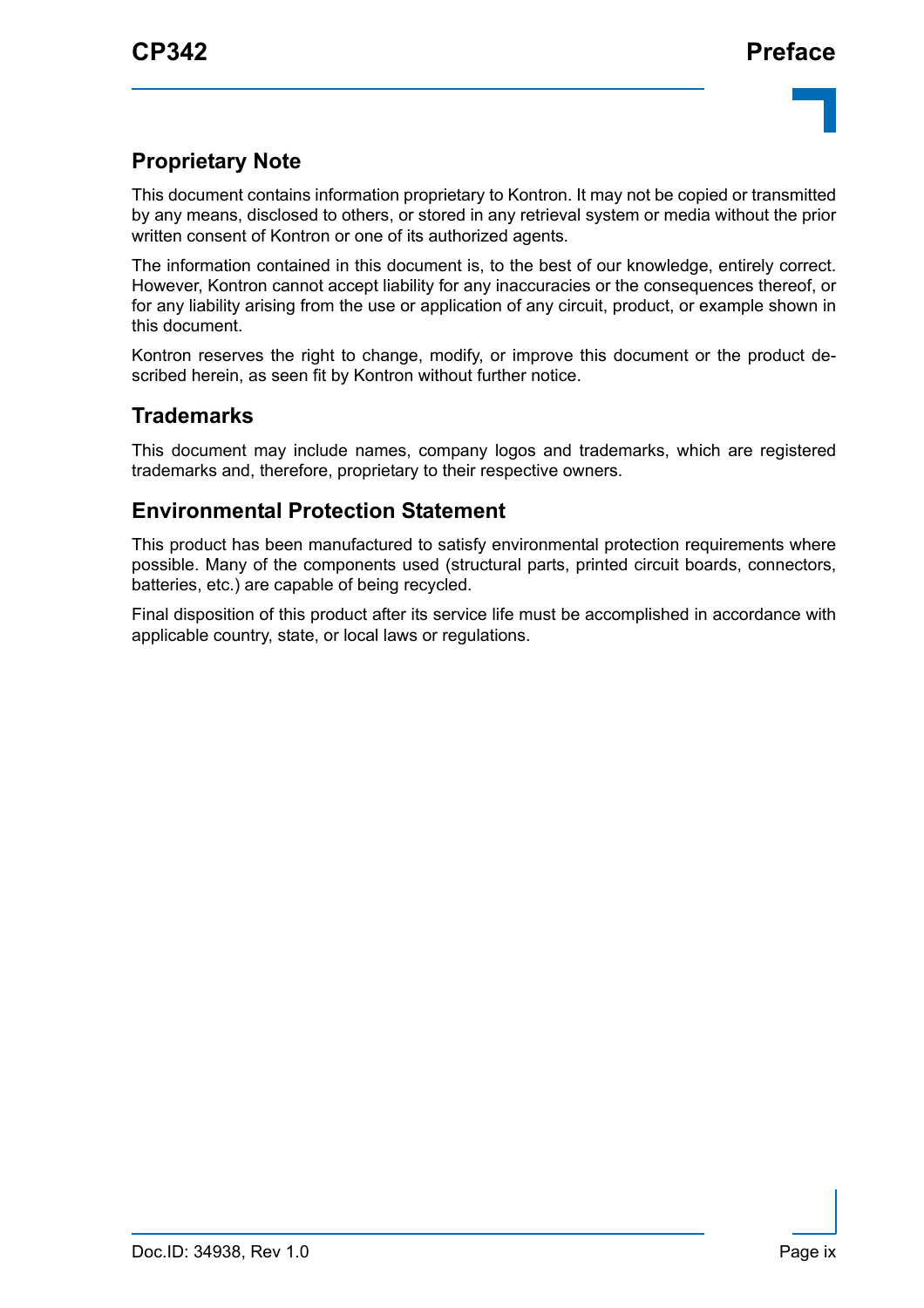## Proprietary Note

This document contains information proprietary to Kontron. It may not be copied or transmitted by any means, disclosed to others, or stored in any retrieval system or media without the prior written consent of Kontron or one of its authorized agents.

The information contained in this document is, to the best of our knowledge, entirely correct. However, Kontron cannot accept liability for any inaccuracies or the consequences thereof, or for any liability arising from the use or application of any circuit, product, or example shown in this document.

Kontron reserves the right to change, modify, or improve this document or the product described herein, as seen fit by Kontron without further notice.

## Trademarks

This document may include names, company logos and trademarks, which are registered trademarks and, therefore, proprietary to their respective owners.

## Environmental Protection Statement

This product has been manufactured to satisfy environmental protection requirements where possible. Many of the components used (structural parts, printed circuit boards, connectors, batteries, etc.) are capable of being recycled.

Final disposition of this product after its service life must be accomplished in accordance with applicable country, state, or local laws or regulations.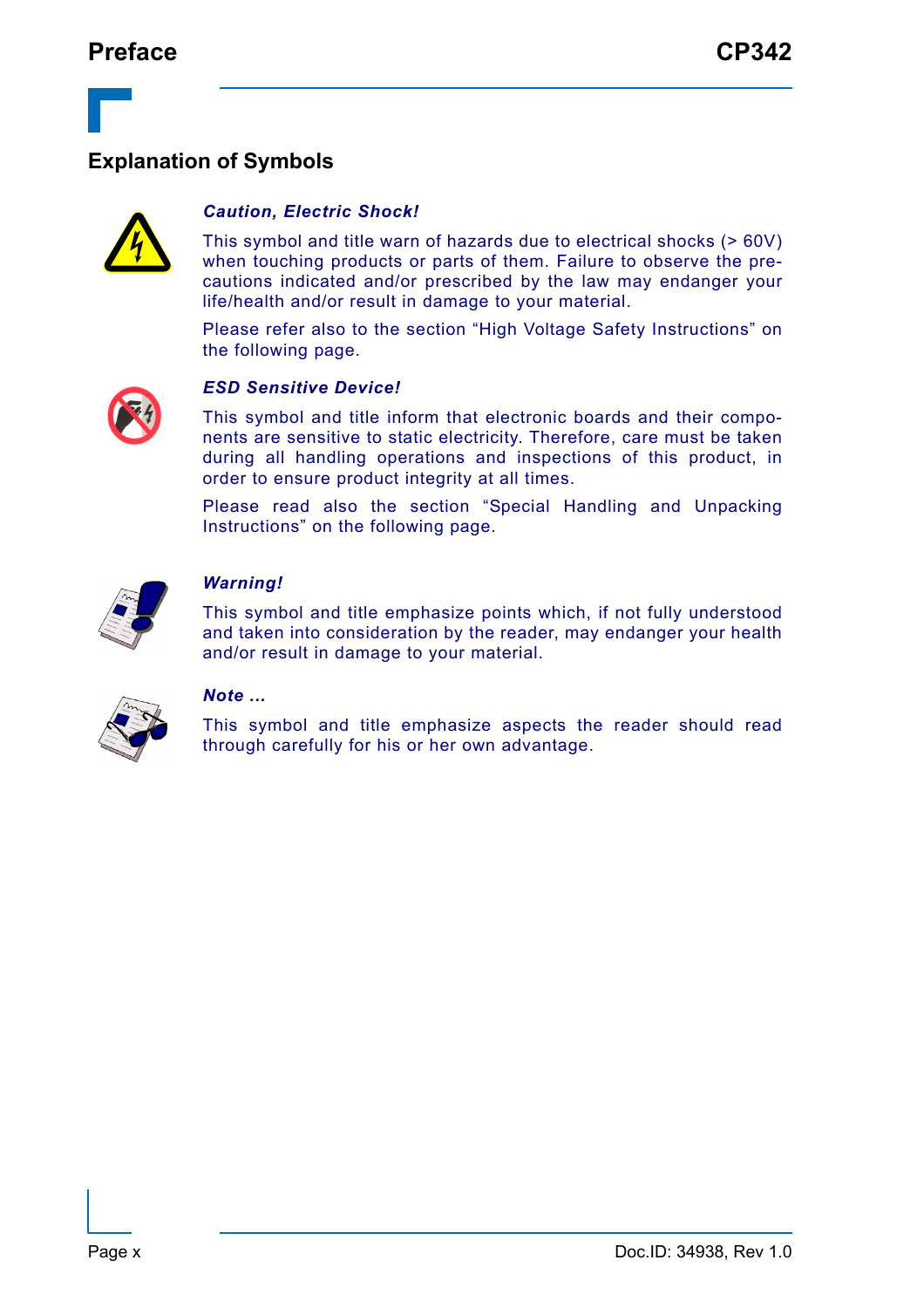## Explanation of Symbols

***Caution, Electric Shock!***

This symbol and title warn of hazards due to electrical shocks (> 60V) when touching products or parts of them. Failure to observe the precautions indicated and/or prescribed by the law may endanger your life/health and/or result in damage to your material.

Please refer also to the section “High Voltage Safety Instructions” on the following page.

***ESD Sensitive Device!***

This symbol and title inform that electronic boards and their components are sensitive to static electricity. Therefore, care must be taken during all handling operations and inspections of this product, in order to ensure product integrity at all times.

Please read also the section “Special Handling and Unpacking Instructions” on the following page.

***Warning!***

This symbol and title emphasize points which, if not fully understood and taken into consideration by the reader, may endanger your health and/or result in damage to your material.

***Note ...***

This symbol and title emphasize aspects the reader should read through carefully for his or her own advantage.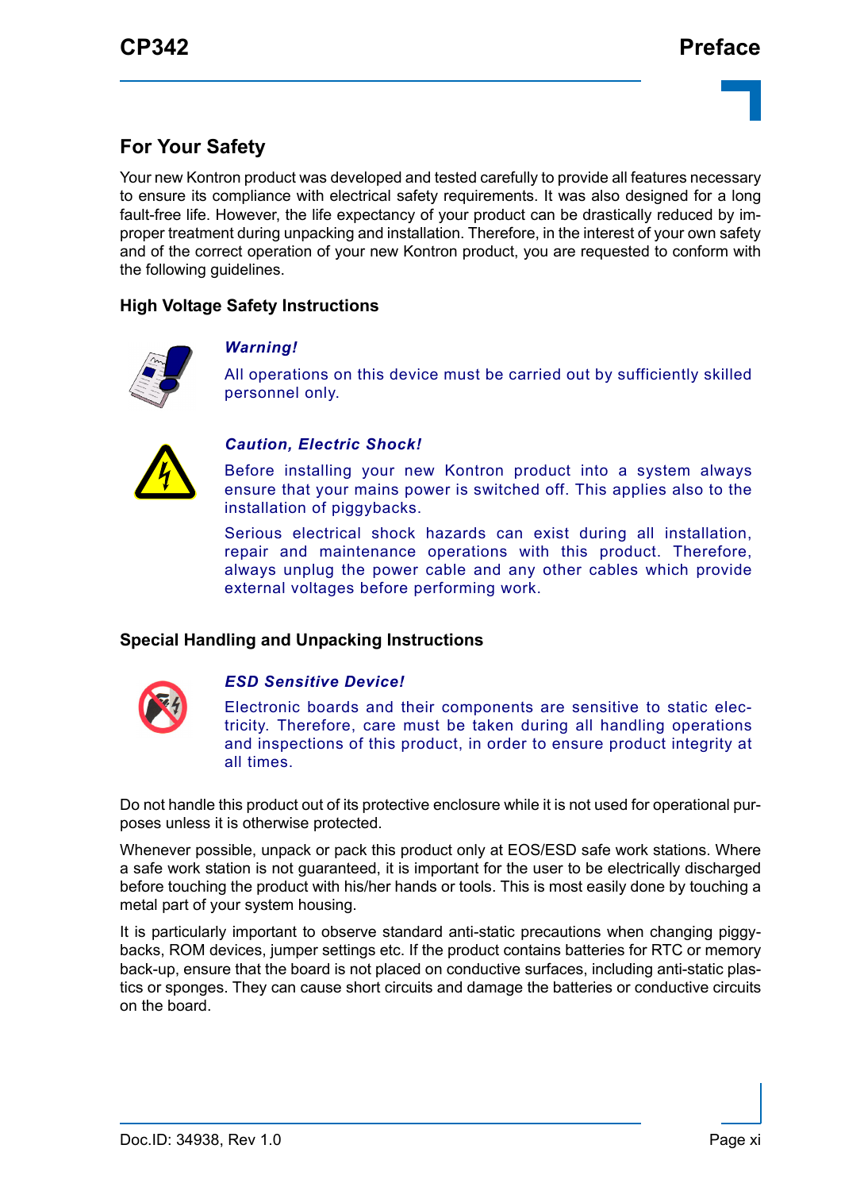## For Your Safety

Your new Kontron product was developed and tested carefully to provide all features necessary to ensure its compliance with electrical safety requirements. It was also designed for a long fault-free life. However, the life expectancy of your product can be drastically reduced by improper treatment during unpacking and installation. Therefore, in the interest of your own safety and of the correct operation of your new Kontron product, you are requested to conform with the following guidelines.

### High Voltage Safety Instructions

***Warning!***

All operations on this device must be carried out by sufficiently skilled personnel only.

***Caution, Electric Shock!***

Before installing your new Kontron product into a system always ensure that your mains power is switched off. This applies also to the installation of piggybacks.

Serious electrical shock hazards can exist during all installation, repair and maintenance operations with this product. Therefore, always unplug the power cable and any other cables which provide external voltages before performing work.

### Special Handling and Unpacking Instructions

***ESD Sensitive Device!***

Electronic boards and their components are sensitive to static electricity. Therefore, care must be taken during all handling operations and inspections of this product, in order to ensure product integrity at all times.

Do not handle this product out of its protective enclosure while it is not used for operational purposes unless it is otherwise protected.

Whenever possible, unpack or pack this product only at EOS/ESD safe work stations. Where a safe work station is not guaranteed, it is important for the user to be electrically discharged before touching the product with his/her hands or tools. This is most easily done by touching a metal part of your system housing.

It is particularly important to observe standard anti-static precautions when changing piggybacks, ROM devices, jumper settings etc. If the product contains batteries for RTC or memory back-up, ensure that the board is not placed on conductive surfaces, including anti-static plastics or sponges. They can cause short circuits and damage the batteries or conductive circuits on the board.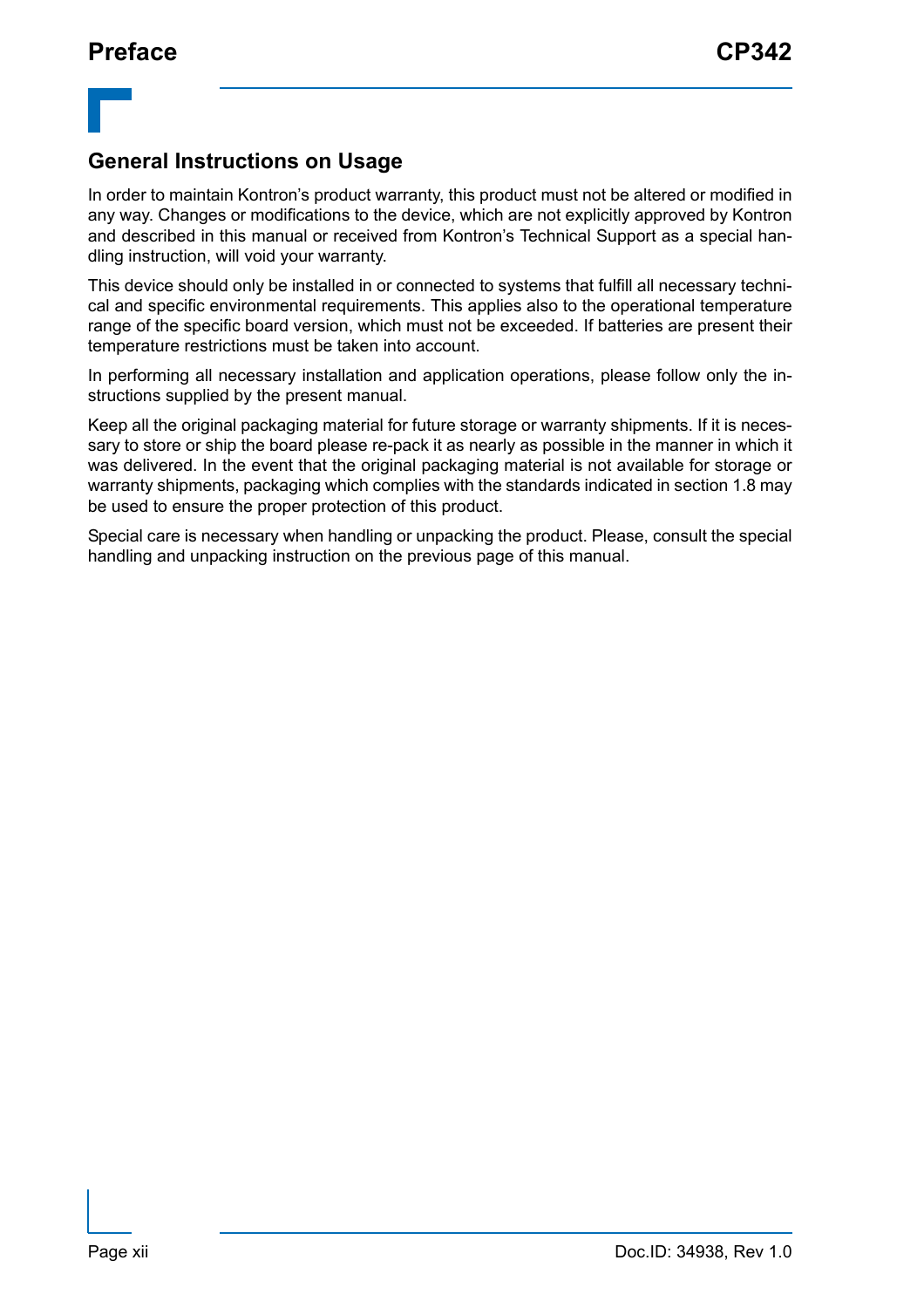## General Instructions on Usage

In order to maintain Kontron's product warranty, this product must not be altered or modified in any way. Changes or modifications to the device, which are not explicitly approved by Kontron and described in this manual or received from Kontron's Technical Support as a special handling instruction, will void your warranty.

This device should only be installed in or connected to systems that fulfill all necessary technical and specific environmental requirements. This applies also to the operational temperature range of the specific board version, which must not be exceeded. If batteries are present their temperature restrictions must be taken into account.

In performing all necessary installation and application operations, please follow only the instructions supplied by the present manual.

Keep all the original packaging material for future storage or warranty shipments. If it is necessary to store or ship the board please re-pack it as nearly as possible in the manner in which it was delivered. In the event that the original packaging material is not available for storage or warranty shipments, packaging which complies with the standards indicated in section 1.8 may be used to ensure the proper protection of this product.

Special care is necessary when handling or unpacking the product. Please, consult the special handling and unpacking instruction on the previous page of this manual.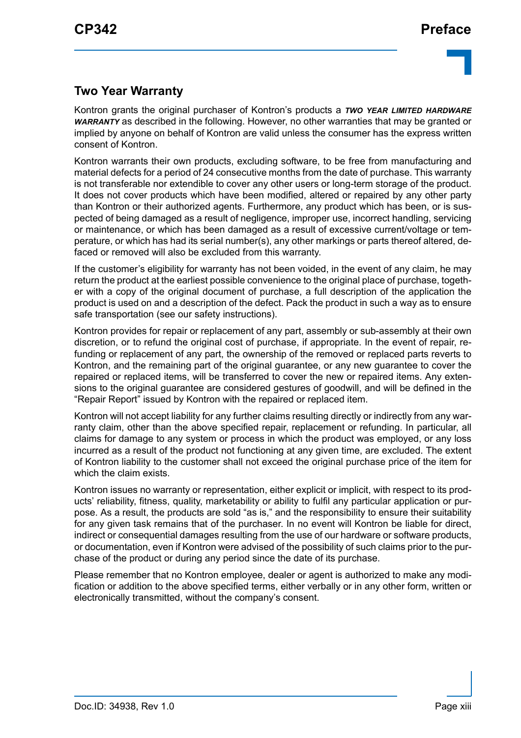## Two Year Warranty

Kontron grants the original purchaser of Kontron's products a ***TWO YEAR LIMITED HARDWARE WARRANTY*** as described in the following. However, no other warranties that may be granted or implied by anyone on behalf of Kontron are valid unless the consumer has the express written consent of Kontron.

Kontron warrants their own products, excluding software, to be free from manufacturing and material defects for a period of 24 consecutive months from the date of purchase. This warranty is not transferable nor extendible to cover any other users or long-term storage of the product. It does not cover products which have been modified, altered or repaired by any other party than Kontron or their authorized agents. Furthermore, any product which has been, or is suspected of being damaged as a result of negligence, improper use, incorrect handling, servicing or maintenance, or which has been damaged as a result of excessive current/voltage or temperature, or which has had its serial number(s), any other markings or parts thereof altered, defaced or removed will also be excluded from this warranty.

If the customer's eligibility for warranty has not been voided, in the event of any claim, he may return the product at the earliest possible convenience to the original place of purchase, together with a copy of the original document of purchase, a full description of the application the product is used on and a description of the defect. Pack the product in such a way as to ensure safe transportation (see our safety instructions).

Kontron provides for repair or replacement of any part, assembly or sub-assembly at their own discretion, or to refund the original cost of purchase, if appropriate. In the event of repair, refunding or replacement of any part, the ownership of the removed or replaced parts reverts to Kontron, and the remaining part of the original guarantee, or any new guarantee to cover the repaired or replaced items, will be transferred to cover the new or repaired items. Any extensions to the original guarantee are considered gestures of goodwill, and will be defined in the "Repair Report" issued by Kontron with the repaired or replaced item.

Kontron will not accept liability for any further claims resulting directly or indirectly from any warranty claim, other than the above specified repair, replacement or refunding. In particular, all claims for damage to any system or process in which the product was employed, or any loss incurred as a result of the product not functioning at any given time, are excluded. The extent of Kontron liability to the customer shall not exceed the original purchase price of the item for which the claim exists.

Kontron issues no warranty or representation, either explicit or implicit, with respect to its products' reliability, fitness, quality, marketability or ability to fulfil any particular application or purpose. As a result, the products are sold "as is," and the responsibility to ensure their suitability for any given task remains that of the purchaser. In no event will Kontron be liable for direct, indirect or consequential damages resulting from the use of our hardware or software products, or documentation, even if Kontron were advised of the possibility of such claims prior to the purchase of the product or during any period since the date of its purchase.

Please remember that no Kontron employee, dealer or agent is authorized to make any modification or addition to the above specified terms, either verbally or in any other form, written or electronically transmitted, without the company's consent.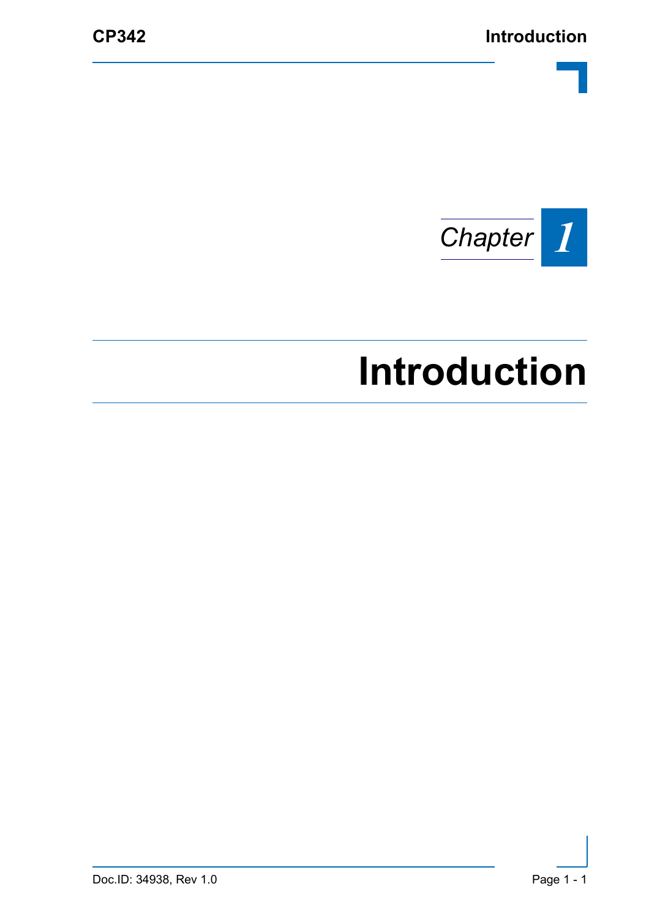Chapter 1

# Introduction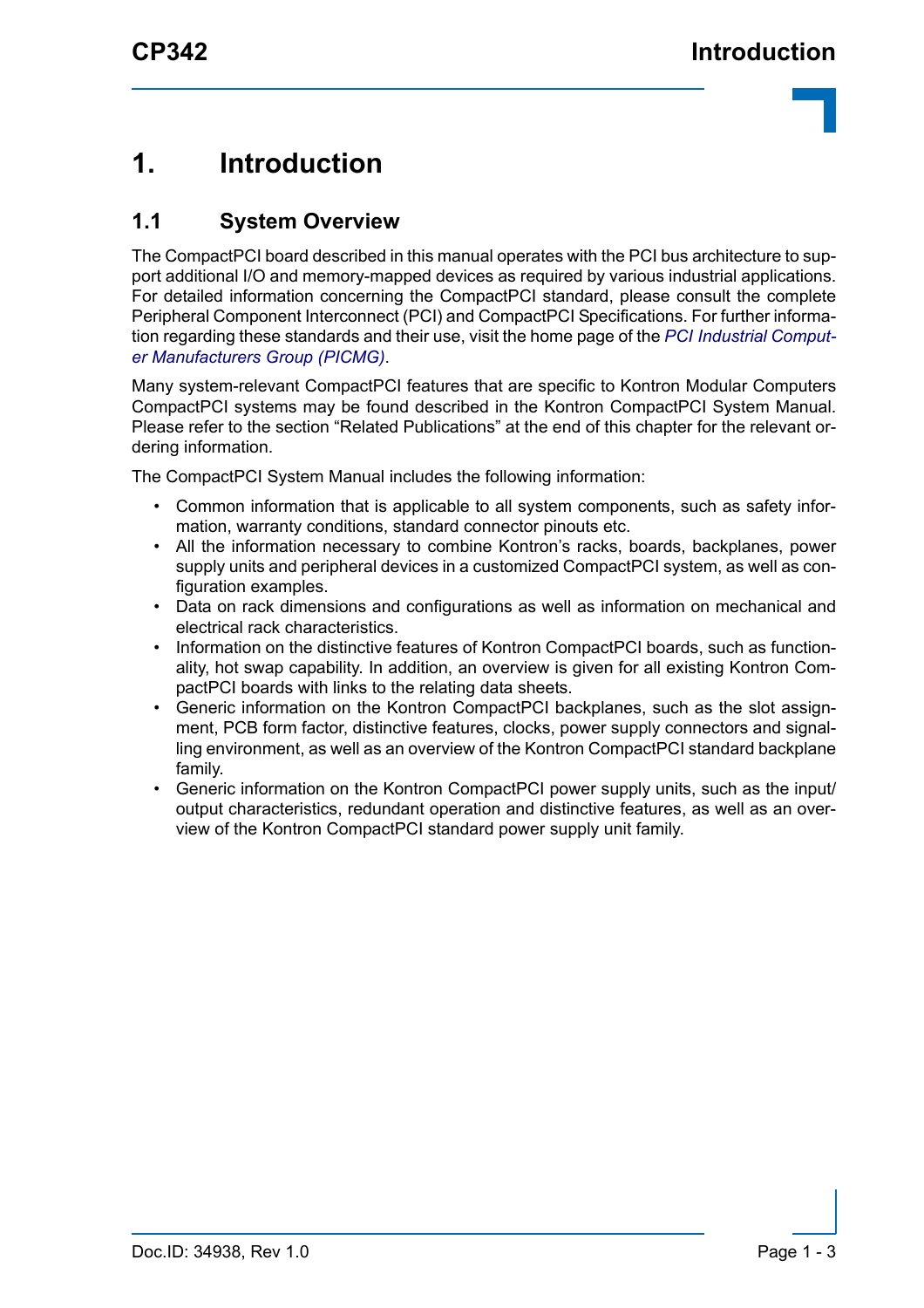# 1. Introduction

## 1.1 System Overview

The CompactPCI board described in this manual operates with the PCI bus architecture to support additional I/O and memory-mapped devices as required by various industrial applications. For detailed information concerning the CompactPCI standard, please consult the complete Peripheral Component Interconnect (PCI) and CompactPCI Specifications. For further information regarding these standards and their use, visit the home page of the *PCI Industrial Computer Manufacturers Group (PICMG)*.

Many system-relevant CompactPCI features that are specific to Kontron Modular Computers CompactPCI systems may be found described in the Kontron CompactPCI System Manual. Please refer to the section "Related Publications" at the end of this chapter for the relevant ordering information.

The CompactPCI System Manual includes the following information:

- Common information that is applicable to all system components, such as safety information, warranty conditions, standard connector pinouts etc.
- All the information necessary to combine Kontron's racks, boards, backplanes, power supply units and peripheral devices in a customized CompactPCI system, as well as configuration examples.
- Data on rack dimensions and configurations as well as information on mechanical and electrical rack characteristics.
- Information on the distinctive features of Kontron CompactPCI boards, such as functionality, hot swap capability. In addition, an overview is given for all existing Kontron CompactPCI boards with links to the relating data sheets.
- Generic information on the Kontron CompactPCI backplanes, such as the slot assignment, PCB form factor, distinctive features, clocks, power supply connectors and signalling environment, as well as an overview of the Kontron CompactPCI standard backplane family.
- Generic information on the Kontron CompactPCI power supply units, such as the input/output characteristics, redundant operation and distinctive features, as well as an overview of the Kontron CompactPCI standard power supply unit family.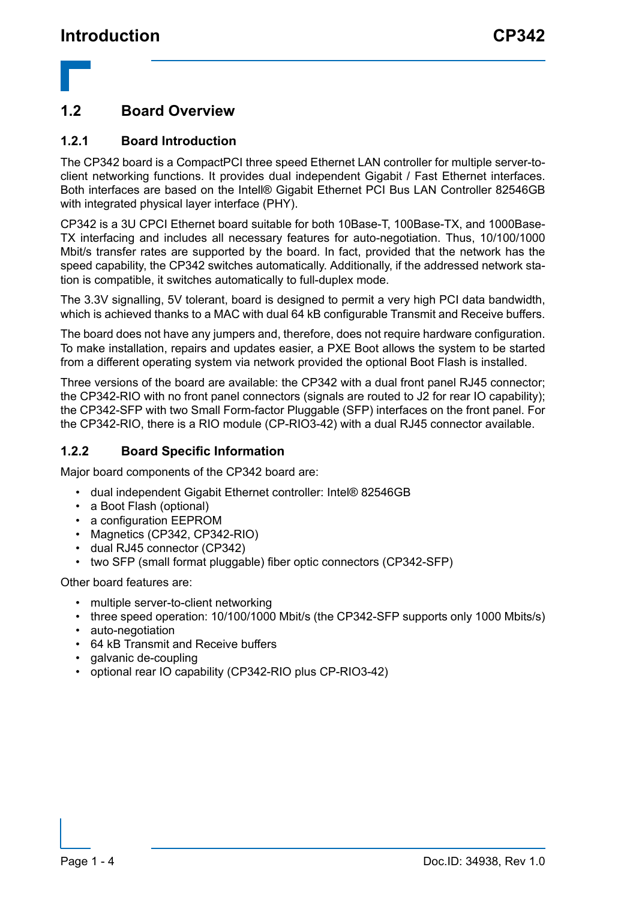## 1.2 Board Overview

### 1.2.1 Board Introduction

The CP342 board is a CompactPCI three speed Ethernet LAN controller for multiple server-to-client networking functions. It provides dual independent Gigabit / Fast Ethernet interfaces. Both interfaces are based on the Intel® Gigabit Ethernet PCI Bus LAN Controller 82546GB with integrated physical layer interface (PHY).

CP342 is a 3U CPCI Ethernet board suitable for both 10Base-T, 100Base-TX, and 1000Base-TX interfacing and includes all necessary features for auto-negotiation. Thus, 10/100/1000 Mbit/s transfer rates are supported by the board. In fact, provided that the network has the speed capability, the CP342 switches automatically. Additionally, if the addressed network station is compatible, it switches automatically to full-duplex mode.

The 3.3V signalling, 5V tolerant, board is designed to permit a very high PCI data bandwidth, which is achieved thanks to a MAC with dual 64 kB configurable Transmit and Receive buffers.

The board does not have any jumpers and, therefore, does not require hardware configuration. To make installation, repairs and updates easier, a PXE Boot allows the system to be started from a different operating system via network provided the optional Boot Flash is installed.

Three versions of the board are available: the CP342 with a dual front panel RJ45 connector; the CP342-RIO with no front panel connectors (signals are routed to J2 for rear IO capability); the CP342-SFP with two Small Form-factor Pluggable (SFP) interfaces on the front panel. For the CP342-RIO, there is a RIO module (CP-RIO3-42) with a dual RJ45 connector available.

### 1.2.2 Board Specific Information

Major board components of the CP342 board are:

- dual independent Gigabit Ethernet controller: Intel® 82546GB
- a Boot Flash (optional)
- a configuration EEPROM
- Magnetics (CP342, CP342-RIO)
- dual RJ45 connector (CP342)
- two SFP (small format pluggable) fiber optic connectors (CP342-SFP)

Other board features are:

- multiple server-to-client networking
- three speed operation: 10/100/1000 Mbit/s (the CP342-SFP supports only 1000 Mbits/s)
- auto-negotiation
- 64 kB Transmit and Receive buffers
- galvanic de-coupling
- optional rear IO capability (CP342-RIO plus CP-RIO3-42)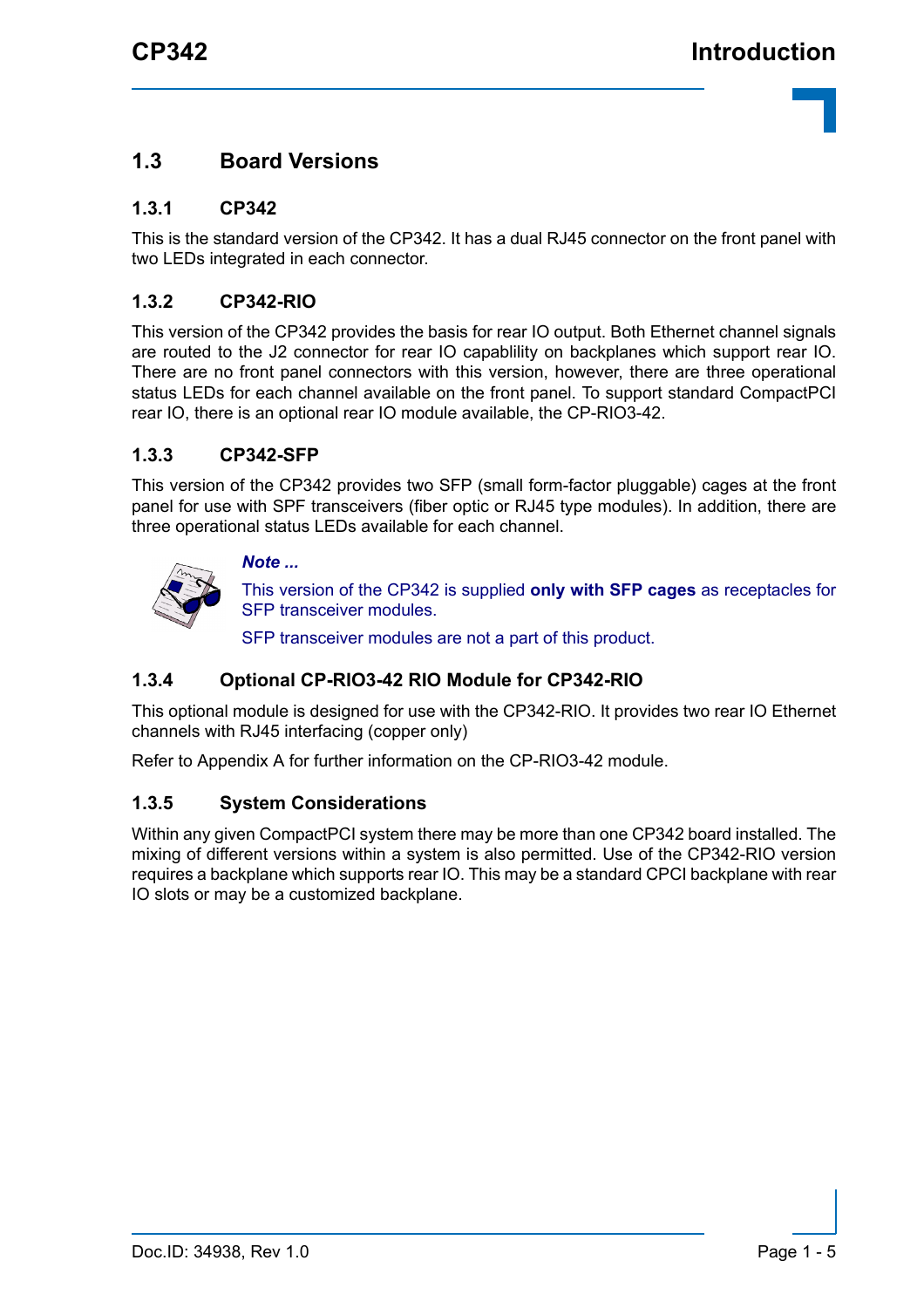## 1.3 Board Versions

### 1.3.1 CP342

This is the standard version of the CP342. It has a dual RJ45 connector on the front panel with two LEDs integrated in each connector.

### 1.3.2 CP342-RIO

This version of the CP342 provides the basis for rear IO output. Both Ethernet channel signals are routed to the J2 connector for rear IO capablility on backplanes which support rear IO. There are no front panel connectors with this version, however, there are three operational status LEDs for each channel available on the front panel. To support standard CompactPCI rear IO, there is an optional rear IO module available, the CP-RIO3-42.

### 1.3.3 CP342-SFP

This version of the CP342 provides two SFP (small form-factor pluggable) cages at the front panel for use with SPF transceivers (fiber optic or RJ45 type modules). In addition, there are three operational status LEDs available for each channel.

***Note ...***

This version of the CP342 is supplied **only with SFP cages** as receptacles for SFP transceiver modules.

SFP transceiver modules are not a part of this product.

### 1.3.4 Optional CP-RIO3-42 RIO Module for CP342-RIO

This optional module is designed for use with the CP342-RIO. It provides two rear IO Ethernet channels with RJ45 interfacing (copper only)

Refer to Appendix A for further information on the CP-RIO3-42 module.

### 1.3.5 System Considerations

Within any given CompactPCI system there may be more than one CP342 board installed. The mixing of different versions within a system is also permitted. Use of the CP342-RIO version requires a backplane which supports rear IO. This may be a standard CPCI backplane with rear IO slots or may be a customized backplane.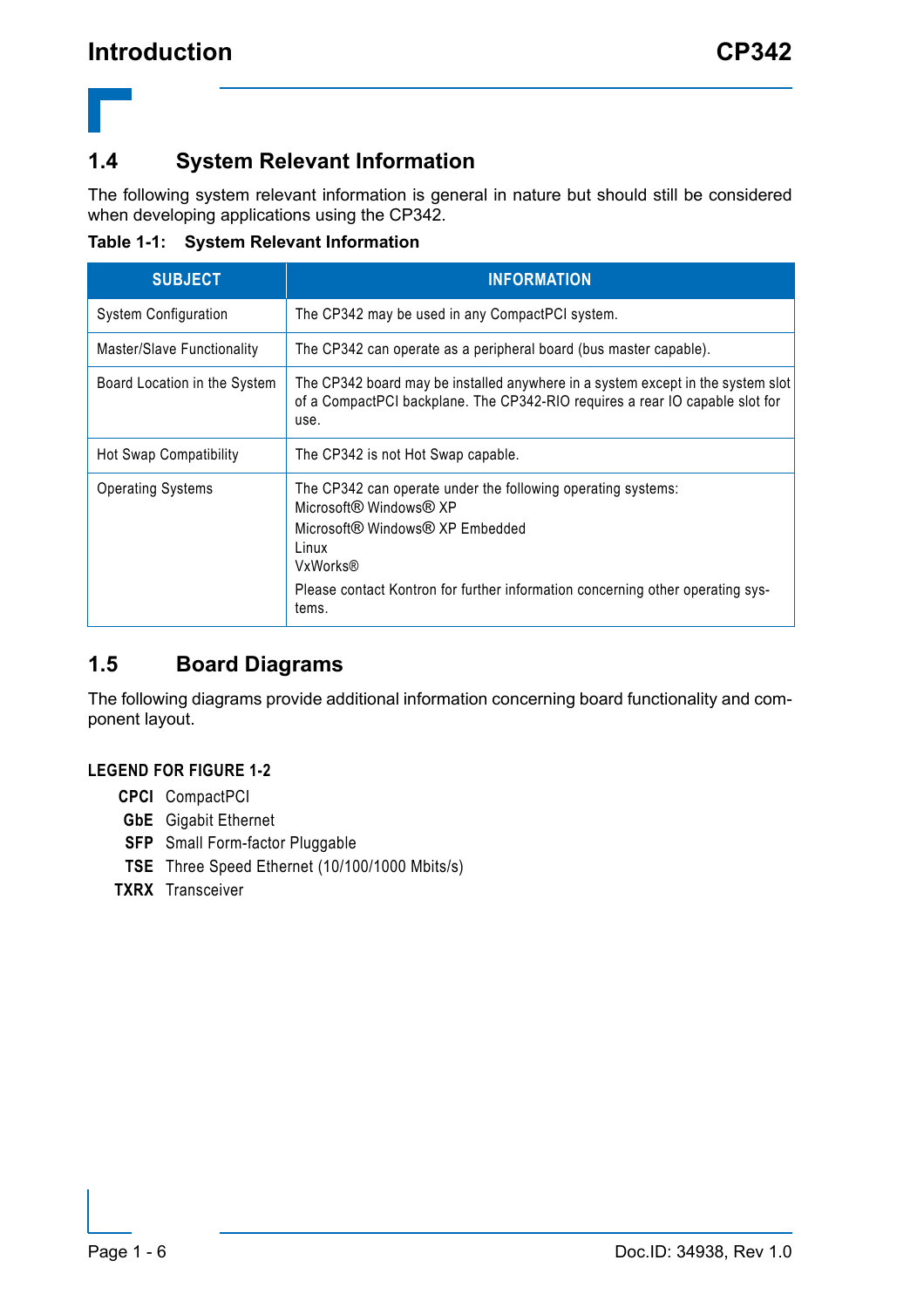## 1.4 System Relevant Information

The following system relevant information is general in nature but should still be considered when developing applications using the CP342.

**Table 1-1: System Relevant Information**

| SUBJECT | INFORMATION |
|---|---|
| System Configuration | The CP342 may be used in any CompactPCI system. |
| Master/Slave Functionality | The CP342 can operate as a peripheral board (bus master capable). |
| Board Location in the System | The CP342 board may be installed anywhere in a system except in the system slot of a CompactPCI backplane. The CP342-RIO requires a rear IO capable slot for use. |
| Hot Swap Compatibility | The CP342 is not Hot Swap capable. |
| Operating Systems | The CP342 can operate under the following operating systems:<br>Microsoft® Windows® XP<br>Microsoft® Windows® XP Embedded<br>Linux<br>VxWorks®<br>Please contact Kontron for further information concerning other operating systems. |

## 1.5 Board Diagrams

The following diagrams provide additional information concerning board functionality and component layout.

**LEGEND FOR FIGURE 1-2**

- **CPCI** CompactPCI
- **GbE** Gigabit Ethernet
- **SFP** Small Form-factor Pluggable
- **TSE** Three Speed Ethernet (10/100/1000 Mbits/s)
- **TXRX** Transceiver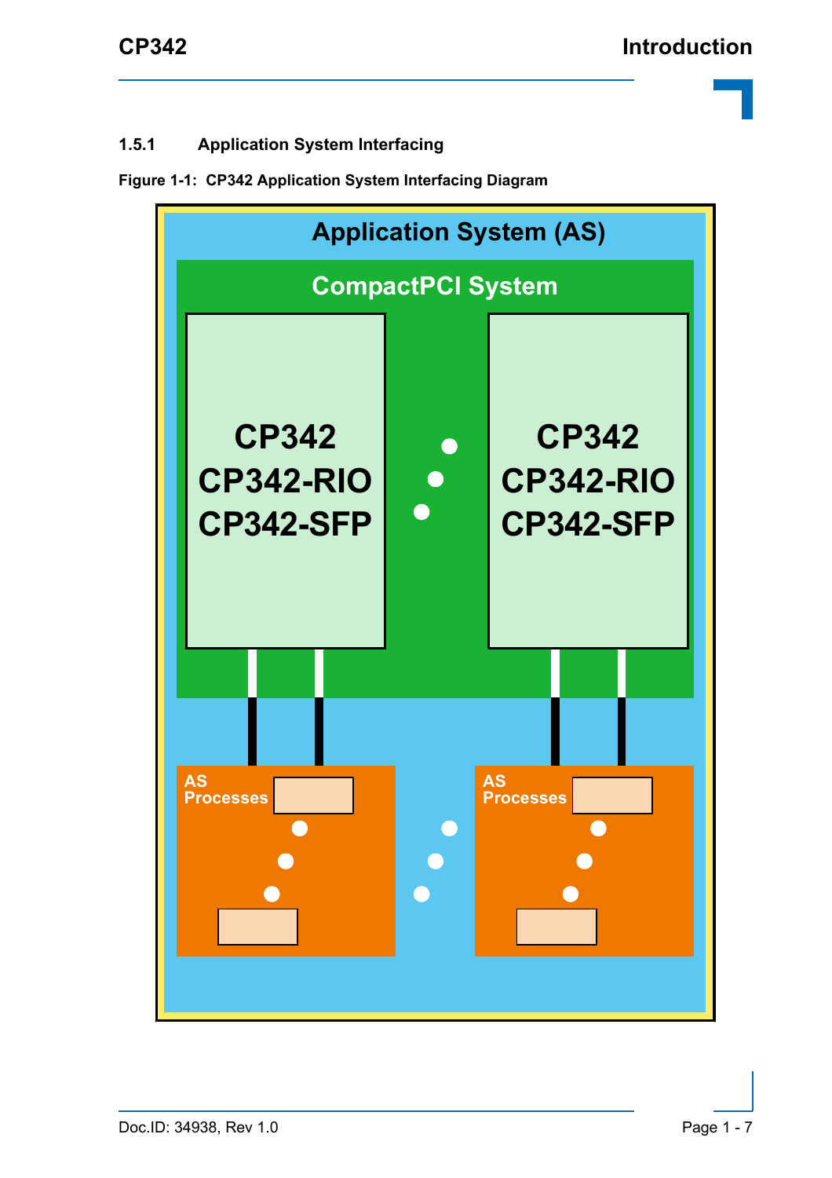### 1.5.1 Application System Interfacing

**Figure 1-1: CP342 Application System Interfacing Diagram**

Application System (AS)

CompactPCI System

CP342
CP342-RIO
CP342-SFP

CP342
CP342-RIO
CP342-SFP

AS Processes

AS Processes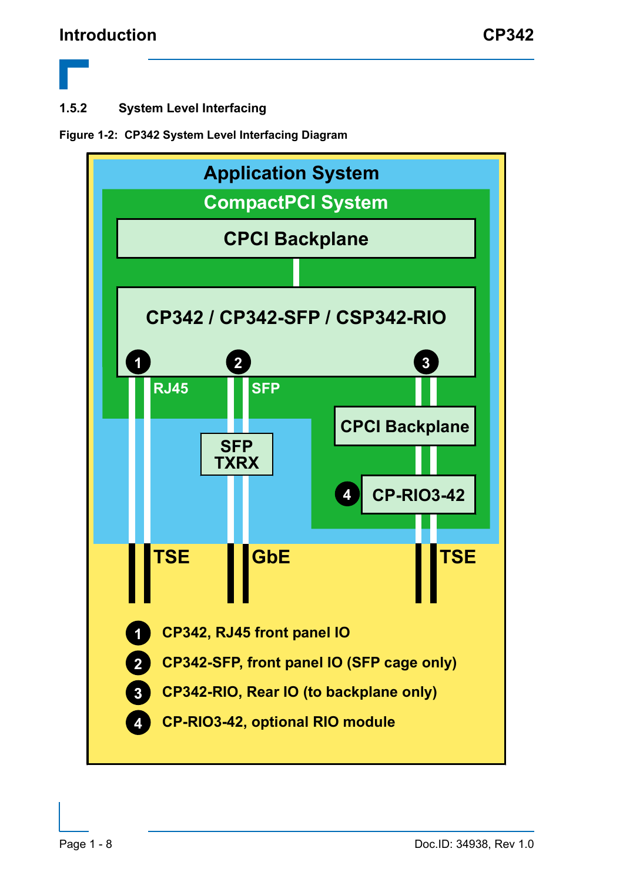### 1.5.2 System Level Interfacing

**Figure 1-2: CP342 System Level Interfacing Diagram**

Application System

CompactPCI System

CPCI Backplane

CP342 / CP342-SFP / CSP342-RIO

1 RJ45

2 SFP

3

SFP TXRX

CPCI Backplane

4 CP-RIO3-42

TSE

GbE

TSE

1. CP342, RJ45 front panel IO
2. CP342-SFP, front panel IO (SFP cage only)
3. CP342-RIO, Rear IO (to backplane only)
4. CP-RIO3-42, optional RIO module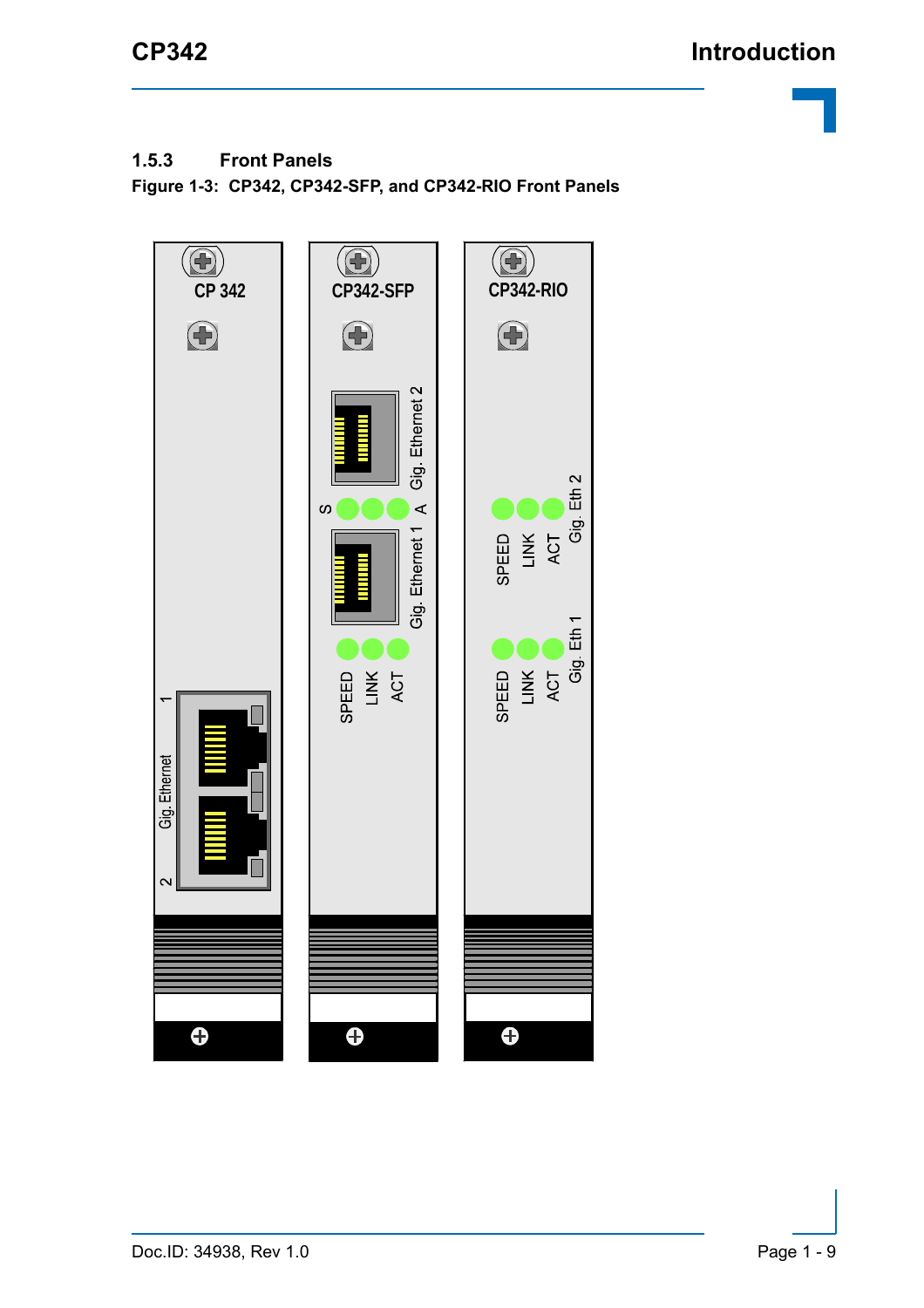### 1.5.3 Front Panels

**Figure 1-3: CP342, CP342-SFP, and CP342-RIO Front Panels**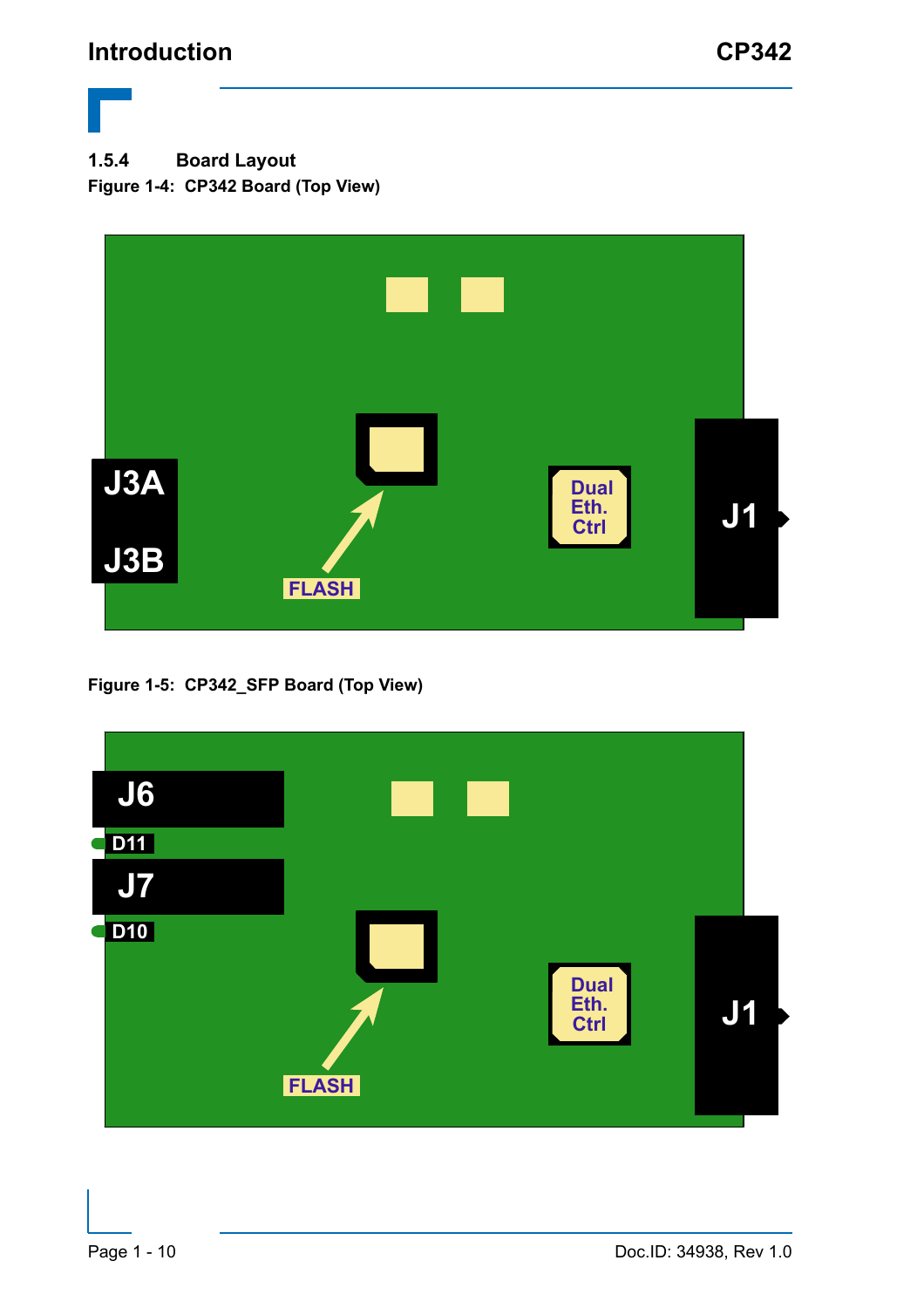### 1.5.4 Board Layout

Figure 1-4: CP342 Board (Top View)

Figure 1-5: CP342_SFP Board (Top View)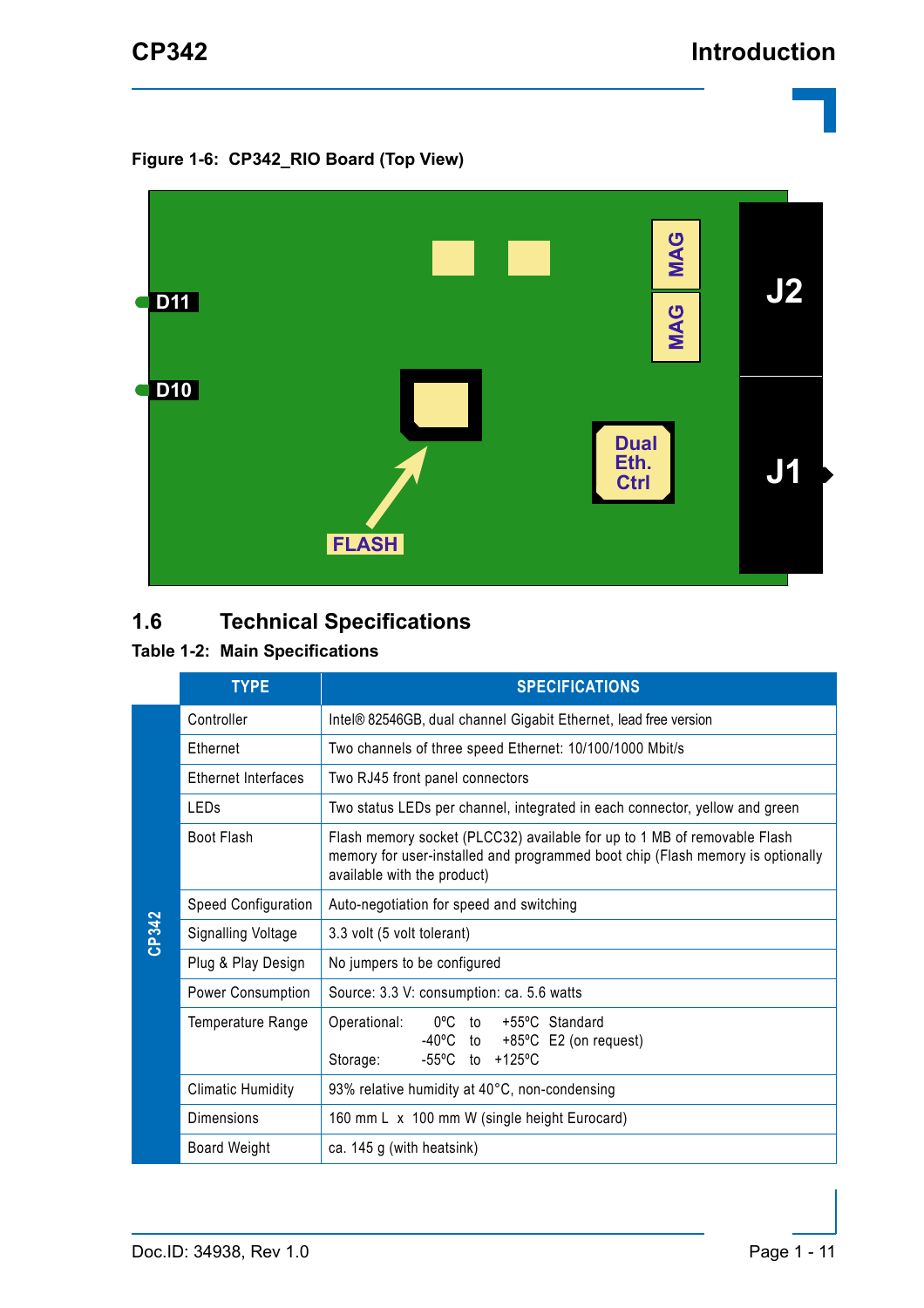**Figure 1-6: CP342_RIO Board (Top View)**

## 1.6 Technical Specifications

**Table 1-2: Main Specifications**

| | TYPE | SPECIFICATIONS |
|---|---|---|
| CP342 | Controller | Intel® 82546GB, dual channel Gigabit Ethernet, lead free version |
| | Ethernet | Two channels of three speed Ethernet: 10/100/1000 Mbit/s |
| | Ethernet Interfaces | Two RJ45 front panel connectors |
| | LEDs | Two status LEDs per channel, integrated in each connector, yellow and green |
| | Boot Flash | Flash memory socket (PLCC32) available for up to 1 MB of removable Flash memory for user-installed and programmed boot chip (Flash memory is optionally available with the product) |
| | Speed Configuration | Auto-negotiation for speed and switching |
| | Signalling Voltage | 3.3 volt (5 volt tolerant) |
| | Plug & Play Design | No jumpers to be configured |
| | Power Consumption | Source: 3.3 V: consumption: ca. 5.6 watts |
| | Temperature Range | Operational: 0°C to +55°C Standard<br>-40°C to +85°C E2 (on request)<br>Storage: -55°C to +125°C |
| | Climatic Humidity | 93% relative humidity at 40°C, non-condensing |
| | Dimensions | 160 mm L x 100 mm W (single height Eurocard) |
| | Board Weight | ca. 145 g (with heatsink) |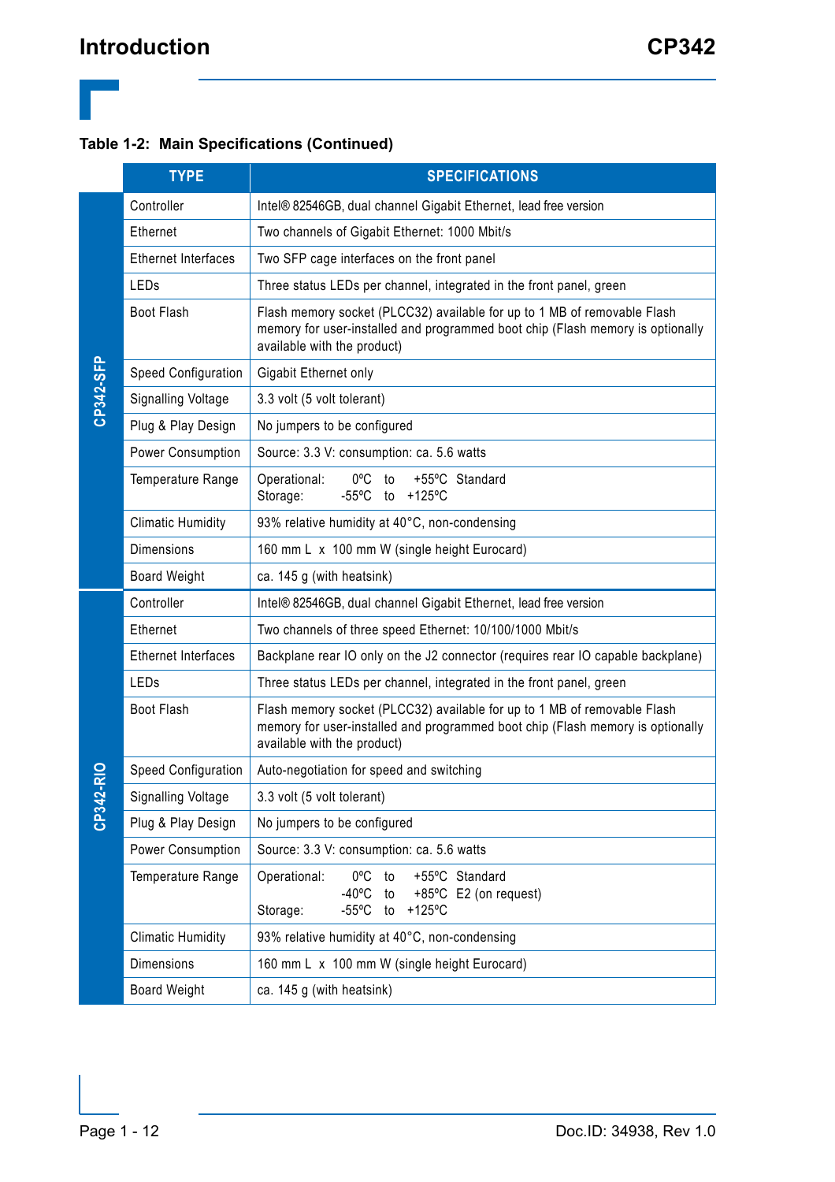**Table 1-2: Main Specifications (Continued)**

| | TYPE | SPECIFICATIONS |
|---|---|---|
| CP342-SFP | Controller | Intel® 82546GB, dual channel Gigabit Ethernet, lead free version |
| | Ethernet | Two channels of Gigabit Ethernet: 1000 Mbit/s |
| | Ethernet Interfaces | Two SFP cage interfaces on the front panel |
| | LEDs | Three status LEDs per channel, integrated in the front panel, green |
| | Boot Flash | Flash memory socket (PLCC32) available for up to 1 MB of removable Flash memory for user-installed and programmed boot chip (Flash memory is optionally available with the product) |
| | Speed Configuration | Gigabit Ethernet only |
| | Signalling Voltage | 3.3 volt (5 volt tolerant) |
| | Plug & Play Design | No jumpers to be configured |
| | Power Consumption | Source: 3.3 V: consumption: ca. 5.6 watts |
| | Temperature Range | Operational: 0ºC to +55ºC Standard<br>Storage: -55ºC to +125ºC |
| | Climatic Humidity | 93% relative humidity at 40°C, non-condensing |
| | Dimensions | 160 mm L x 100 mm W (single height Eurocard) |
| | Board Weight | ca. 145 g (with heatsink) |
| CP342-RIO | Controller | Intel® 82546GB, dual channel Gigabit Ethernet, lead free version |
| | Ethernet | Two channels of three speed Ethernet: 10/100/1000 Mbit/s |
| | Ethernet Interfaces | Backplane rear IO only on the J2 connector (requires rear IO capable backplane) |
| | LEDs | Three status LEDs per channel, integrated in the front panel, green |
| | Boot Flash | Flash memory socket (PLCC32) available for up to 1 MB of removable Flash memory for user-installed and programmed boot chip (Flash memory is optionally available with the product) |
| | Speed Configuration | Auto-negotiation for speed and switching |
| | Signalling Voltage | 3.3 volt (5 volt tolerant) |
| | Plug & Play Design | No jumpers to be configured |
| | Power Consumption | Source: 3.3 V: consumption: ca. 5.6 watts |
| | Temperature Range | Operational: 0ºC to +55ºC Standard<br>-40ºC to +85ºC E2 (on request)<br>Storage: -55ºC to +125ºC |
| | Climatic Humidity | 93% relative humidity at 40°C, non-condensing |
| | Dimensions | 160 mm L x 100 mm W (single height Eurocard) |
| | Board Weight | ca. 145 g (with heatsink) |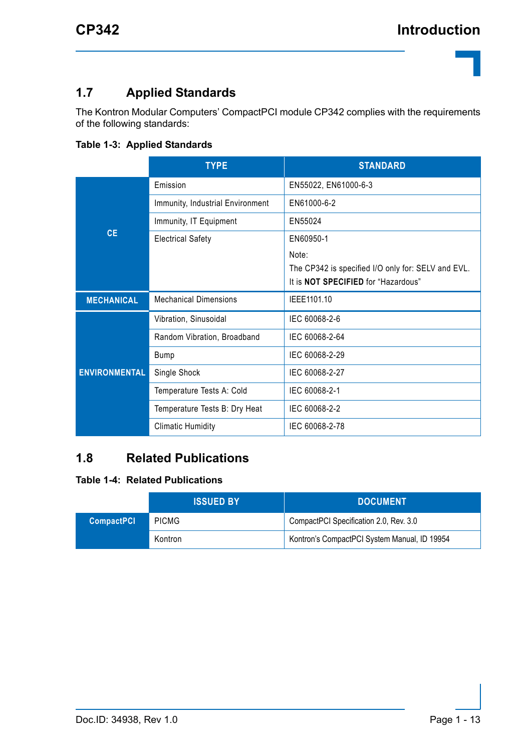## 1.7 Applied Standards

The Kontron Modular Computers' CompactPCI module CP342 complies with the requirements of the following standards:

**Table 1-3: Applied Standards**

| | TYPE | STANDARD |
|---|---|---|
| CE | Emission | EN55022, EN61000-6-3 |
| | Immunity, Industrial Environment | EN61000-6-2 |
| | Immunity, IT Equipment | EN55024 |
| | Electrical Safety | EN60950-1<br>Note:<br>The CP342 is specified I/O only for: SELV and EVL.<br>It is **NOT SPECIFIED** for "Hazardous" |
| MECHANICAL | Mechanical Dimensions | IEEE1101.10 |
| ENVIRONMENTAL | Vibration, Sinusoidal | IEC 60068-2-6 |
| | Random Vibration, Broadband | IEC 60068-2-64 |
| | Bump | IEC 60068-2-29 |
| | Single Shock | IEC 60068-2-27 |
| | Temperature Tests A: Cold | IEC 60068-2-1 |
| | Temperature Tests B: Dry Heat | IEC 60068-2-2 |
| | Climatic Humidity | IEC 60068-2-78 |

## 1.8 Related Publications

**Table 1-4: Related Publications**

| | ISSUED BY | DOCUMENT |
|---|---|---|
| CompactPCI | PICMG | CompactPCI Specification 2.0, Rev. 3.0 |
| | Kontron | Kontron's CompactPCI System Manual, ID 19954 |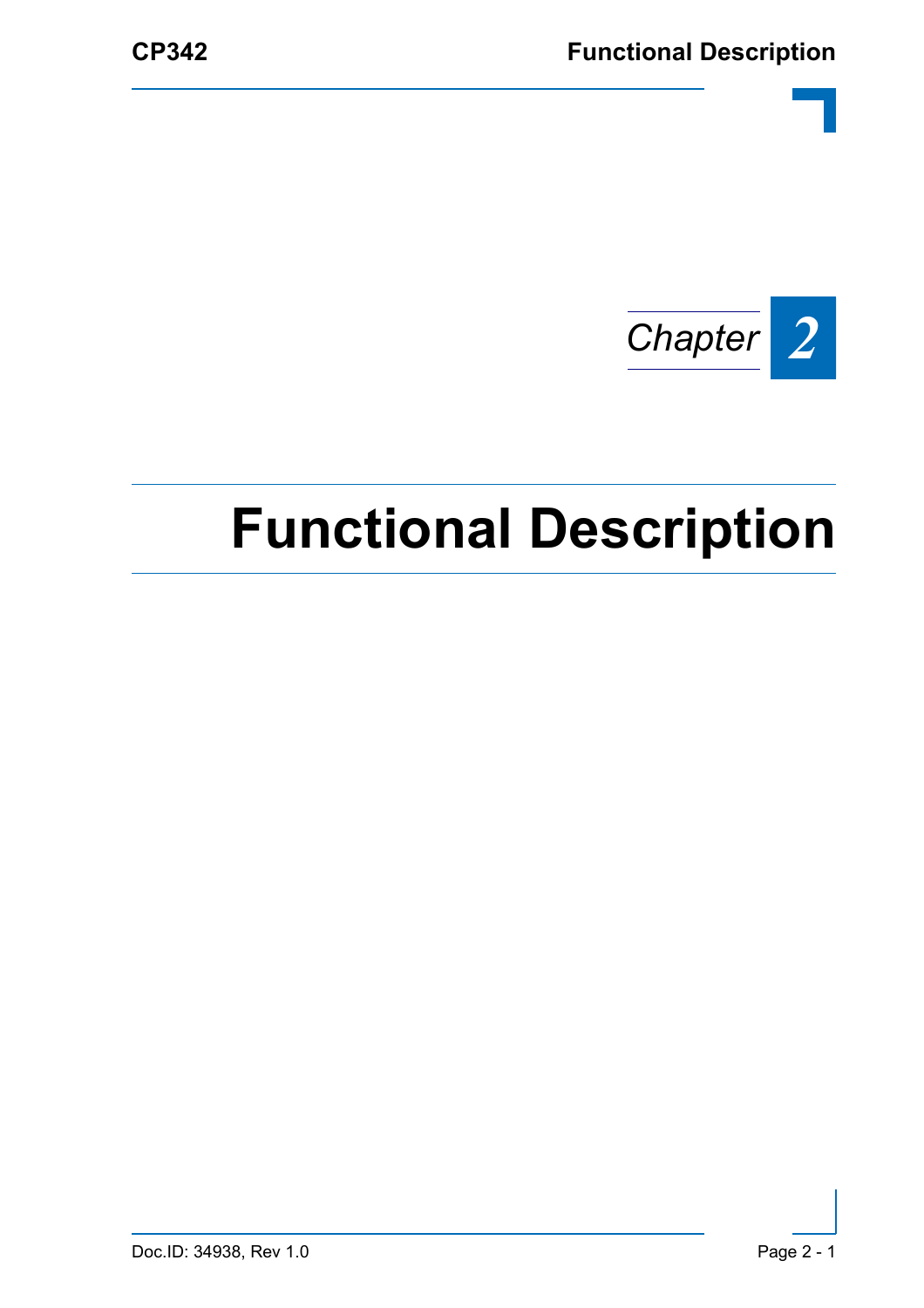*Chapter* 2

# Functional Description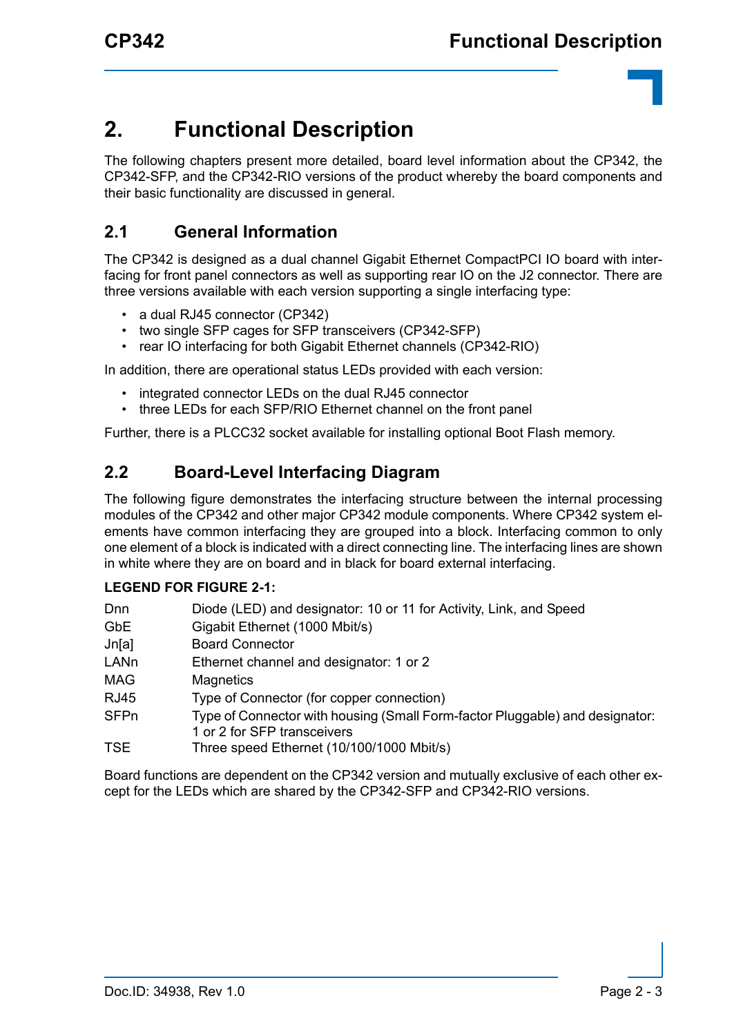# 2. Functional Description

The following chapters present more detailed, board level information about the CP342, the CP342-SFP, and the CP342-RIO versions of the product whereby the board components and their basic functionality are discussed in general.

## 2.1 General Information

The CP342 is designed as a dual channel Gigabit Ethernet CompactPCI IO board with interfacing for front panel connectors as well as supporting rear IO on the J2 connector. There are three versions available with each version supporting a single interfacing type:

- a dual RJ45 connector (CP342)
- two single SFP cages for SFP transceivers (CP342-SFP)
- rear IO interfacing for both Gigabit Ethernet channels (CP342-RIO)

In addition, there are operational status LEDs provided with each version:

- integrated connector LEDs on the dual RJ45 connector
- three LEDs for each SFP/RIO Ethernet channel on the front panel

Further, there is a PLCC32 socket available for installing optional Boot Flash memory.

## 2.2 Board-Level Interfacing Diagram

The following figure demonstrates the interfacing structure between the internal processing modules of the CP342 and other major CP342 module components. Where CP342 system elements have common interfacing they are grouped into a block. Interfacing common to only one element of a block is indicated with a direct connecting line. The interfacing lines are shown in white where they are on board and in black for board external interfacing.

**LEGEND FOR FIGURE 2-1:**

| | |
|---|---|
| Dnn | Diode (LED) and designator: 10 or 11 for Activity, Link, and Speed |
| GbE | Gigabit Ethernet (1000 Mbit/s) |
| Jn[a] | Board Connector |
| LANn | Ethernet channel and designator: 1 or 2 |
| MAG | Magnetics |
| RJ45 | Type of Connector (for copper connection) |
| SFPn | Type of Connector with housing (Small Form-factor Pluggable) and designator: 1 or 2 for SFP transceivers |
| TSE | Three speed Ethernet (10/100/1000 Mbit/s) |

Board functions are dependent on the CP342 version and mutually exclusive of each other except for the LEDs which are shared by the CP342-SFP and CP342-RIO versions.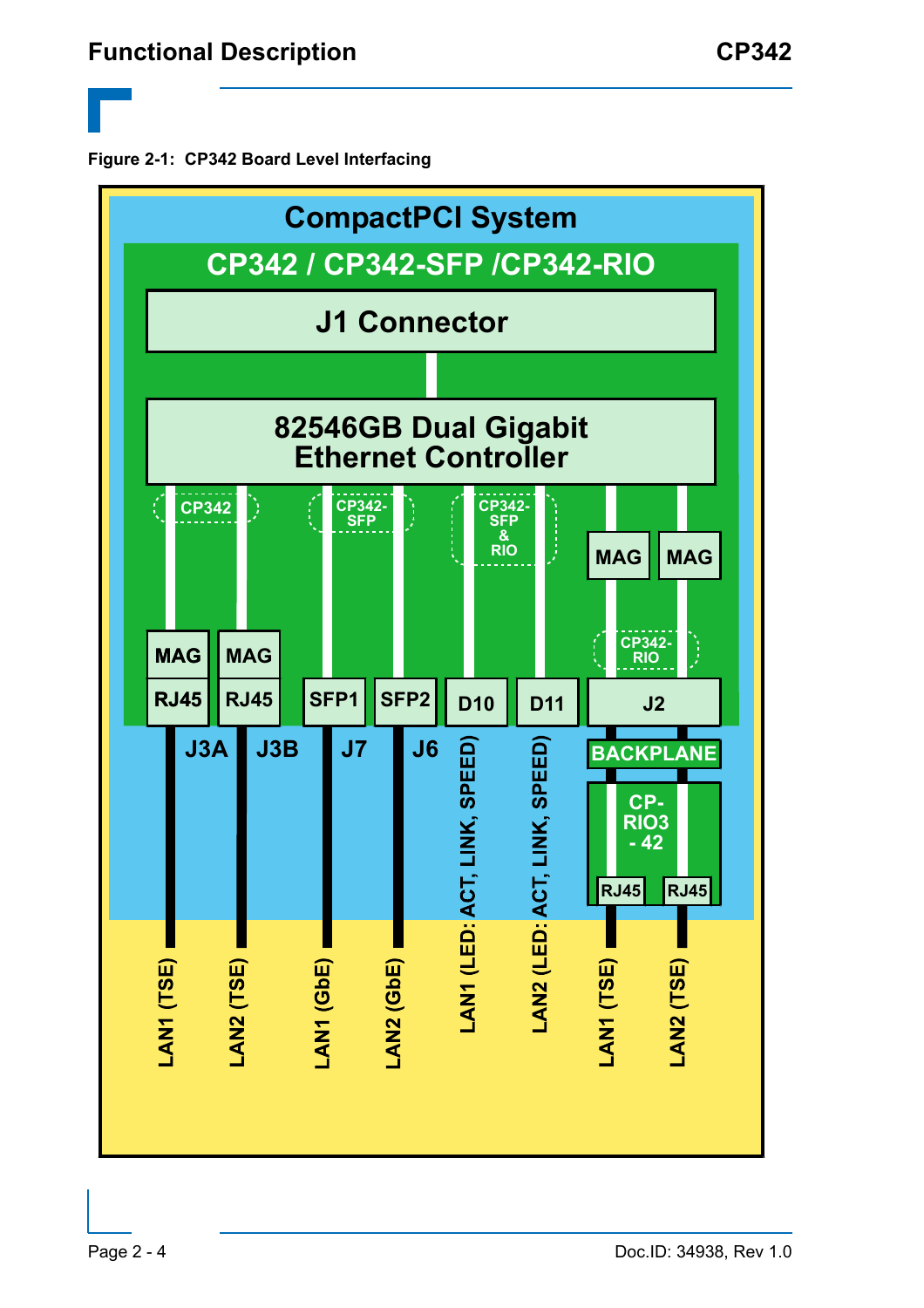**Figure 2-1: CP342 Board Level Interfacing**

CompactPCI System

CP342 / CP342-SFP /CP342-RIO

J1 Connector

82546GB Dual Gigabit Ethernet Controller

CP342

CP342-SFP

CP342-SFP & RIO

MAG MAG

CP342-RIO

MAG MAG

RJ45 RJ45 SFP1 SFP2 D10 D11 J2

J3A J3B J7 J6

BACKPLANE

CP-RIO3-42

RJ45 RJ45

LAN1 (TSE)

LAN2 (TSE)

LAN1 (GbE)

LAN2 (GbE)

LAN1 (LED: ACT, LINK, SPEED)

LAN2 (LED: ACT, LINK, SPEED)

LAN1 (TSE)

LAN2 (TSE)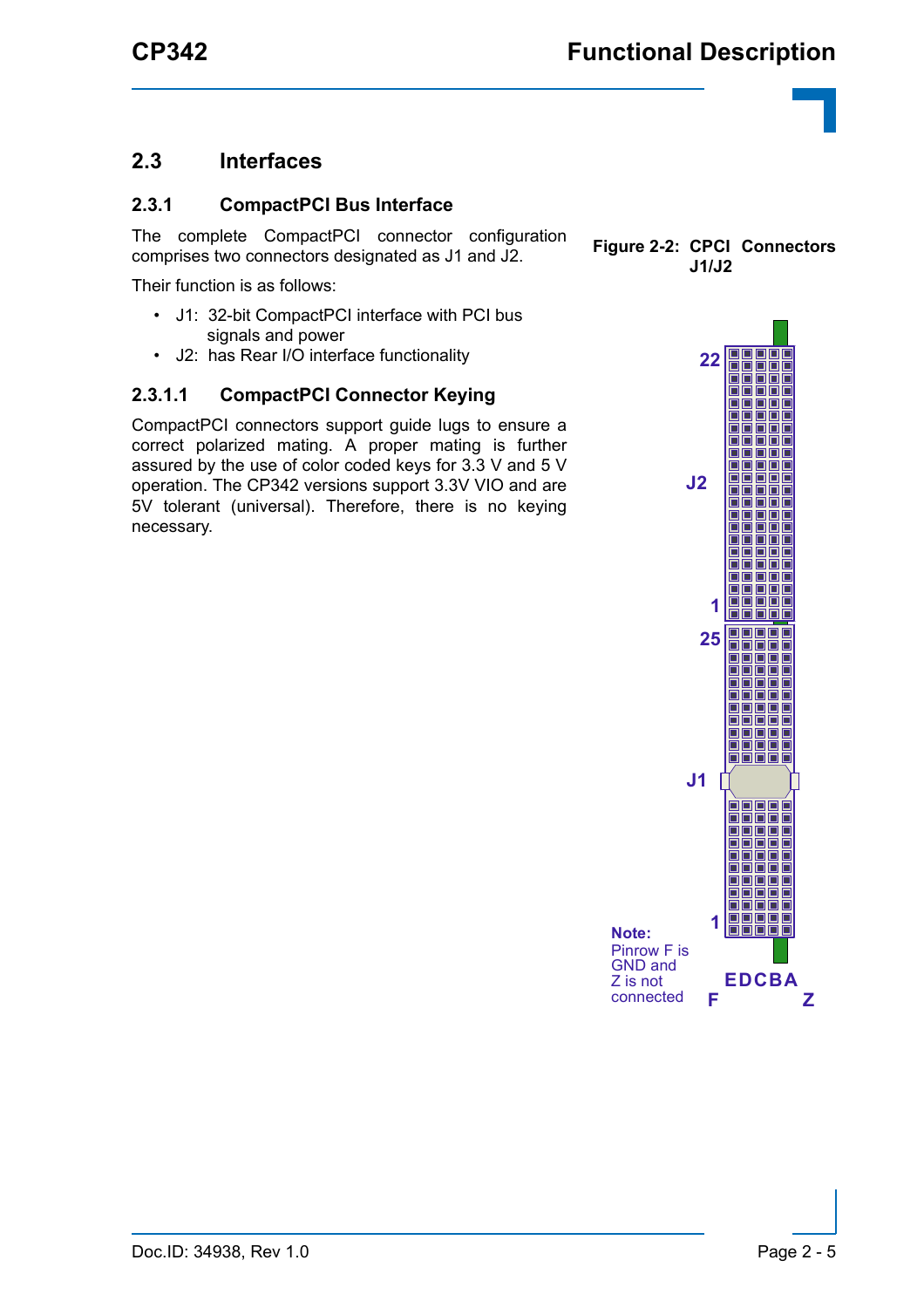## 2.3 Interfaces

### 2.3.1 CompactPCI Bus Interface

The complete CompactPCI connector configuration comprises two connectors designated as J1 and J2.

Their function is as follows:

- J1: 32-bit CompactPCI interface with PCI bus signals and power
- J2: has Rear I/O interface functionality

#### 2.3.1.1 CompactPCI Connector Keying

CompactPCI connectors support guide lugs to ensure a correct polarized mating. A proper mating is further assured by the use of color coded keys for 3.3 V and 5 V operation. The CP342 versions support 3.3V VIO and are 5V tolerant (universal). Therefore, there is no keying necessary.

**Figure 2-2: CPCI Connectors J1/J2**

22

J2

1

25

J1

1

**Note:**
Pinrow F is GND and Z is not connected

EDCBA

F Z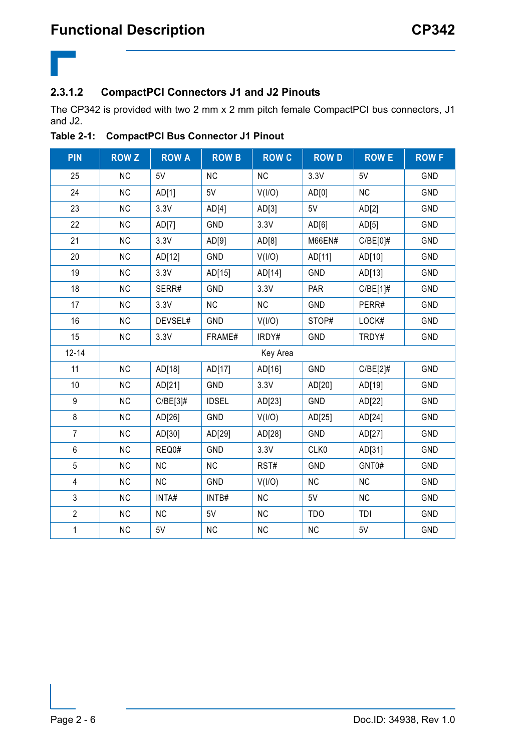### 2.3.1.2 CompactPCI Connectors J1 and J2 Pinouts

The CP342 is provided with two 2 mm x 2 mm pitch female CompactPCI bus connectors, J1 and J2.

**Table 2-1: CompactPCI Bus Connector J1 Pinout**

| PIN | ROW Z | ROW A | ROW B | ROW C | ROW D | ROW E | ROW F |
|---|---|---|---|---|---|---|---|
| 25 | NC | 5V | NC | NC | 3.3V | 5V | GND |
| 24 | NC | AD[1] | 5V | V(I/O) | AD[0] | NC | GND |
| 23 | NC | 3.3V | AD[4] | AD[3] | 5V | AD[2] | GND |
| 22 | NC | AD[7] | GND | 3.3V | AD[6] | AD[5] | GND |
| 21 | NC | 3.3V | AD[9] | AD[8] | M66EN# | C/BE[0]# | GND |
| 20 | NC | AD[12] | GND | V(I/O) | AD[11] | AD[10] | GND |
| 19 | NC | 3.3V | AD[15] | AD[14] | GND | AD[13] | GND |
| 18 | NC | SERR# | GND | 3.3V | PAR | C/BE[1]# | GND |
| 17 | NC | 3.3V | NC | NC | GND | PERR# | GND |
| 16 | NC | DEVSEL# | GND | V(I/O) | STOP# | LOCK# | GND |
| 15 | NC | 3.3V | FRAME# | IRDY# | GND | TRDY# | GND |
| 12-14 | Key Area | | | | | | |
| 11 | NC | AD[18] | AD[17] | AD[16] | GND | C/BE[2]# | GND |
| 10 | NC | AD[21] | GND | 3.3V | AD[20] | AD[19] | GND |
| 9 | NC | C/BE[3]# | IDSEL | AD[23] | GND | AD[22] | GND |
| 8 | NC | AD[26] | GND | V(I/O) | AD[25] | AD[24] | GND |
| 7 | NC | AD[30] | AD[29] | AD[28] | GND | AD[27] | GND |
| 6 | NC | REQ0# | GND | 3.3V | CLK0 | AD[31] | GND |
| 5 | NC | NC | NC | RST# | GND | GNT0# | GND |
| 4 | NC | NC | GND | V(I/O) | NC | NC | GND |
| 3 | NC | INTA# | INTB# | NC | 5V | NC | GND |
| 2 | NC | NC | 5V | NC | TDO | TDI | GND |
| 1 | NC | 5V | NC | NC | NC | 5V | GND |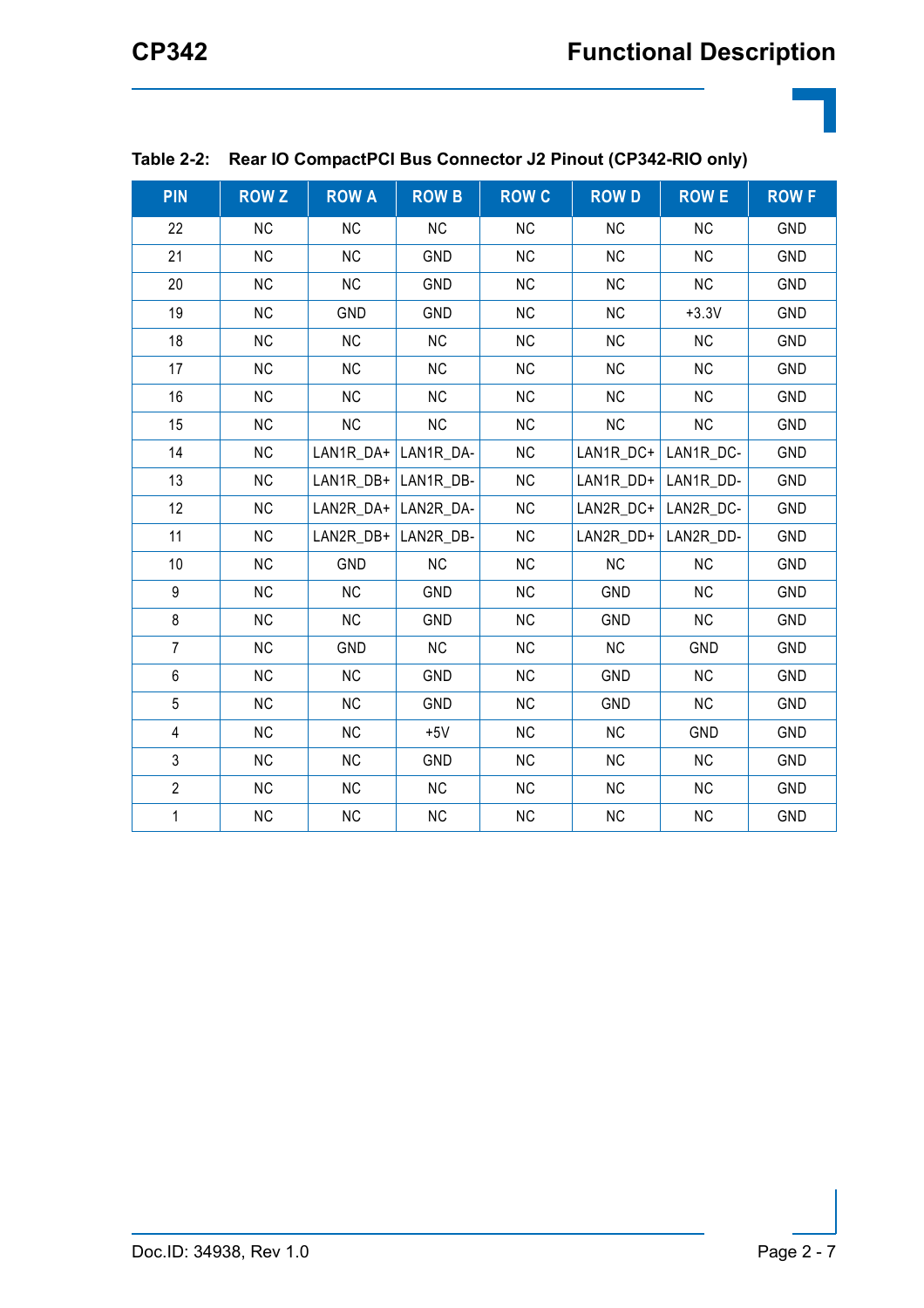**Table 2-2: Rear IO CompactPCI Bus Connector J2 Pinout (CP342-RIO only)**

| PIN | ROW Z | ROW A | ROW B | ROW C | ROW D | ROW E | ROW F |
|---|---|---|---|---|---|---|---|
| 22 | NC | NC | NC | NC | NC | NC | GND |
| 21 | NC | NC | GND | NC | NC | NC | GND |
| 20 | NC | NC | GND | NC | NC | NC | GND |
| 19 | NC | GND | GND | NC | NC | +3.3V | GND |
| 18 | NC | NC | NC | NC | NC | NC | GND |
| 17 | NC | NC | NC | NC | NC | NC | GND |
| 16 | NC | NC | NC | NC | NC | NC | GND |
| 15 | NC | NC | NC | NC | NC | NC | GND |
| 14 | NC | LAN1R_DA+ | LAN1R_DA- | NC | LAN1R_DC+ | LAN1R_DC- | GND |
| 13 | NC | LAN1R_DB+ | LAN1R_DB- | NC | LAN1R_DD+ | LAN1R_DD- | GND |
| 12 | NC | LAN2R_DA+ | LAN2R_DA- | NC | LAN2R_DC+ | LAN2R_DC- | GND |
| 11 | NC | LAN2R_DB+ | LAN2R_DB- | NC | LAN2R_DD+ | LAN2R_DD- | GND |
| 10 | NC | GND | NC | NC | NC | NC | GND |
| 9 | NC | NC | GND | NC | GND | NC | GND |
| 8 | NC | NC | GND | NC | GND | NC | GND |
| 7 | NC | GND | NC | NC | NC | GND | GND |
| 6 | NC | NC | GND | NC | GND | NC | GND |
| 5 | NC | NC | GND | NC | GND | NC | GND |
| 4 | NC | NC | +5V | NC | NC | GND | GND |
| 3 | NC | NC | GND | NC | NC | NC | GND |
| 2 | NC | NC | NC | NC | NC | NC | GND |
| 1 | NC | NC | NC | NC | NC | NC | GND |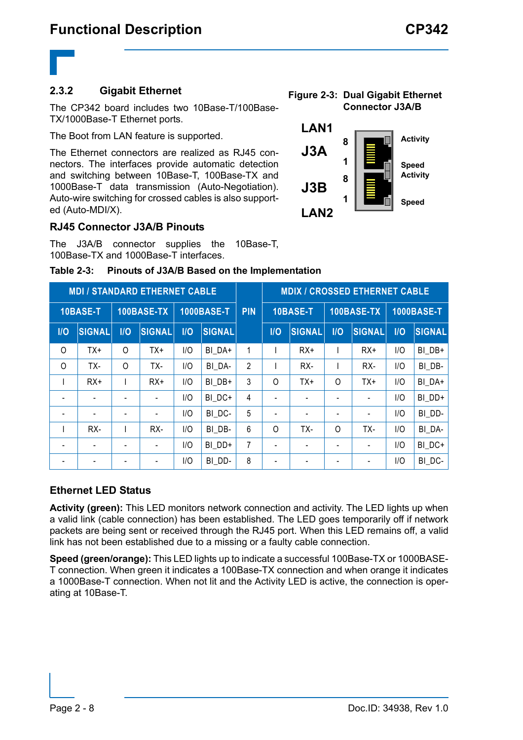### 2.3.2 Gigabit Ethernet

The CP342 board includes two 10Base-T/100Base-TX/1000Base-T Ethernet ports.

The Boot from LAN feature is supported.

The Ethernet connectors are realized as RJ45 connectors. The interfaces provide automatic detection and switching between 10Base-T, 100Base-TX and 1000Base-T data transmission (Auto-Negotiation). Auto-wire switching for crossed cables is also supported (Auto-MDI/X).

**Figure 2-3: Dual Gigabit Ethernet Connector J3A/B**

LAN1 J3A — 8, 1 — Activity, Speed

J3B LAN2 — 8, 1 — Activity, Speed

#### RJ45 Connector J3A/B Pinouts

The J3A/B connector supplies the 10Base-T, 100Base-TX and 1000Base-T interfaces.

**Table 2-3: Pinouts of J3A/B Based on the Implementation**

| MDI / STANDARD ETHERNET CABLE | | | | | | PIN | MDIX / CROSSED ETHERNET CABLE | | | | | |
|---|---|---|---|---|---|---|---|---|---|---|---|---|
| 10BASE-T | | 100BASE-TX | | 1000BASE-T | | | 10BASE-T | | 100BASE-TX | | 1000BASE-T | |
| I/O | SIGNAL | I/O | SIGNAL | I/O | SIGNAL | | I/O | SIGNAL | I/O | SIGNAL | I/O | SIGNAL |
| O | TX+ | O | TX+ | I/O | BI_DA+ | 1 | I | RX+ | I | RX+ | I/O | BI_DB+ |
| O | TX- | O | TX- | I/O | BI_DA- | 2 | I | RX- | I | RX- | I/O | BI_DB- |
| I | RX+ | I | RX+ | I/O | BI_DB+ | 3 | O | TX+ | O | TX+ | I/O | BI_DA+ |
| - | - | - | - | I/O | BI_DC+ | 4 | - | - | - | - | I/O | BI_DD+ |
| - | - | - | - | I/O | BI_DC- | 5 | - | - | - | - | I/O | BI_DD- |
| I | RX- | I | RX- | I/O | BI_DB- | 6 | O | TX- | O | TX- | I/O | BI_DA- |
| - | - | - | - | I/O | BI_DD+ | 7 | - | - | - | - | I/O | BI_DC+ |
| - | - | - | - | I/O | BI_DD- | 8 | - | - | - | - | I/O | BI_DC- |

#### Ethernet LED Status

**Activity (green):** This LED monitors network connection and activity. The LED lights up when a valid link (cable connection) has been established. The LED goes temporarily off if network packets are being sent or received through the RJ45 port. When this LED remains off, a valid link has not been established due to a missing or a faulty cable connection.

**Speed (green/orange):** This LED lights up to indicate a successful 100Base-TX or 1000BASE-T connection. When green it indicates a 100Base-TX connection and when orange it indicates a 1000Base-T connection. When not lit and the Activity LED is active, the connection is operating at 10Base-T.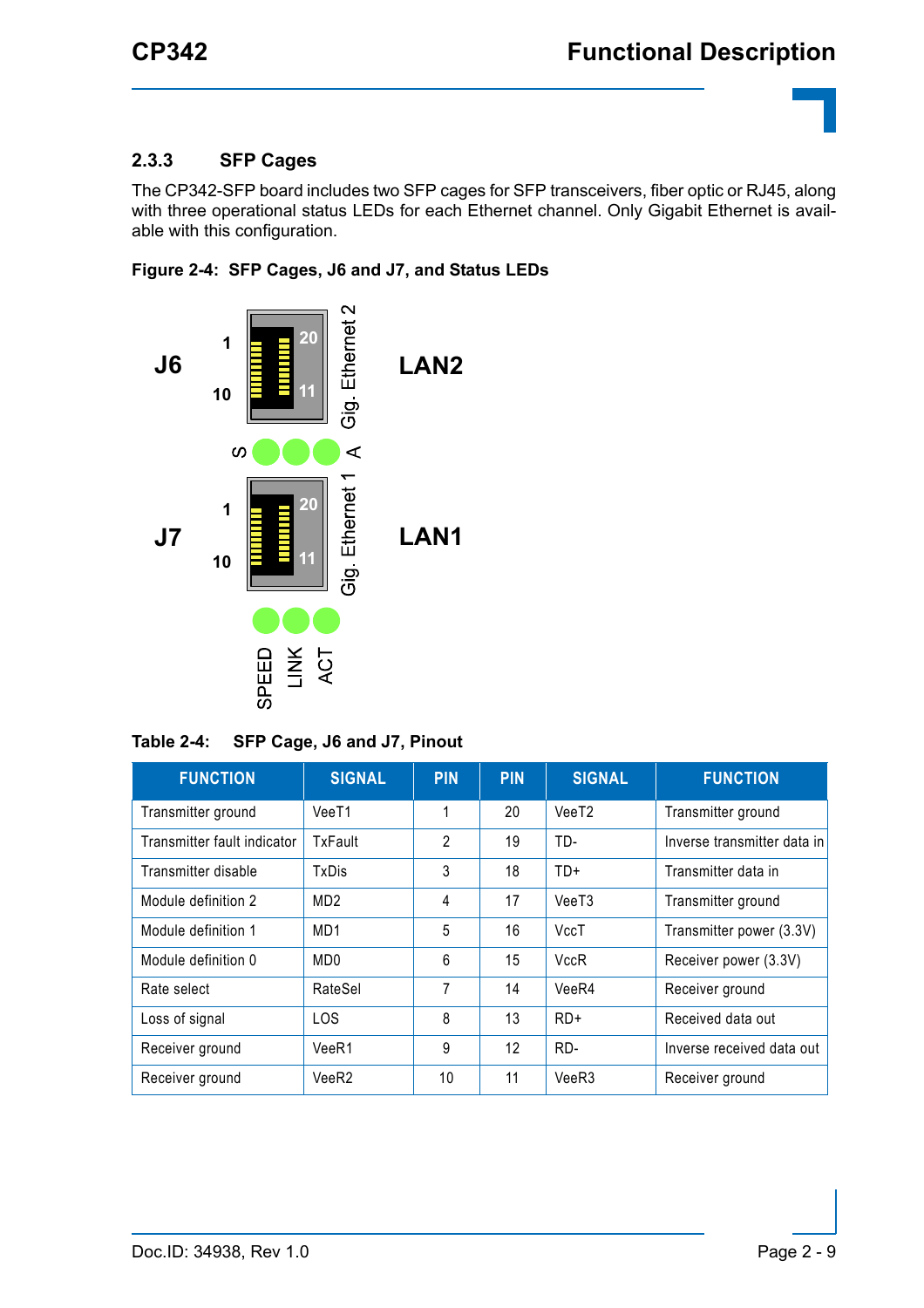### 2.3.3 SFP Cages

The CP342-SFP board includes two SFP cages for SFP transceivers, fiber optic or RJ45, along with three operational status LEDs for each Ethernet channel. Only Gigabit Ethernet is available with this configuration.

**Figure 2-4: SFP Cages, J6 and J7, and Status LEDs**

**Table 2-4: SFP Cage, J6 and J7, Pinout**

| FUNCTION | SIGNAL | PIN | PIN | SIGNAL | FUNCTION |
|---|---|---|---|---|---|
| Transmitter ground | VeeT1 | 1 | 20 | VeeT2 | Transmitter ground |
| Transmitter fault indicator | TxFault | 2 | 19 | TD- | Inverse transmitter data in |
| Transmitter disable | TxDis | 3 | 18 | TD+ | Transmitter data in |
| Module definition 2 | MD2 | 4 | 17 | VeeT3 | Transmitter ground |
| Module definition 1 | MD1 | 5 | 16 | VccT | Transmitter power (3.3V) |
| Module definition 0 | MD0 | 6 | 15 | VccR | Receiver power (3.3V) |
| Rate select | RateSel | 7 | 14 | VeeR4 | Receiver ground |
| Loss of signal | LOS | 8 | 13 | RD+ | Received data out |
| Receiver ground | VeeR1 | 9 | 12 | RD- | Inverse received data out |
| Receiver ground | VeeR2 | 10 | 11 | VeeR3 | Receiver ground |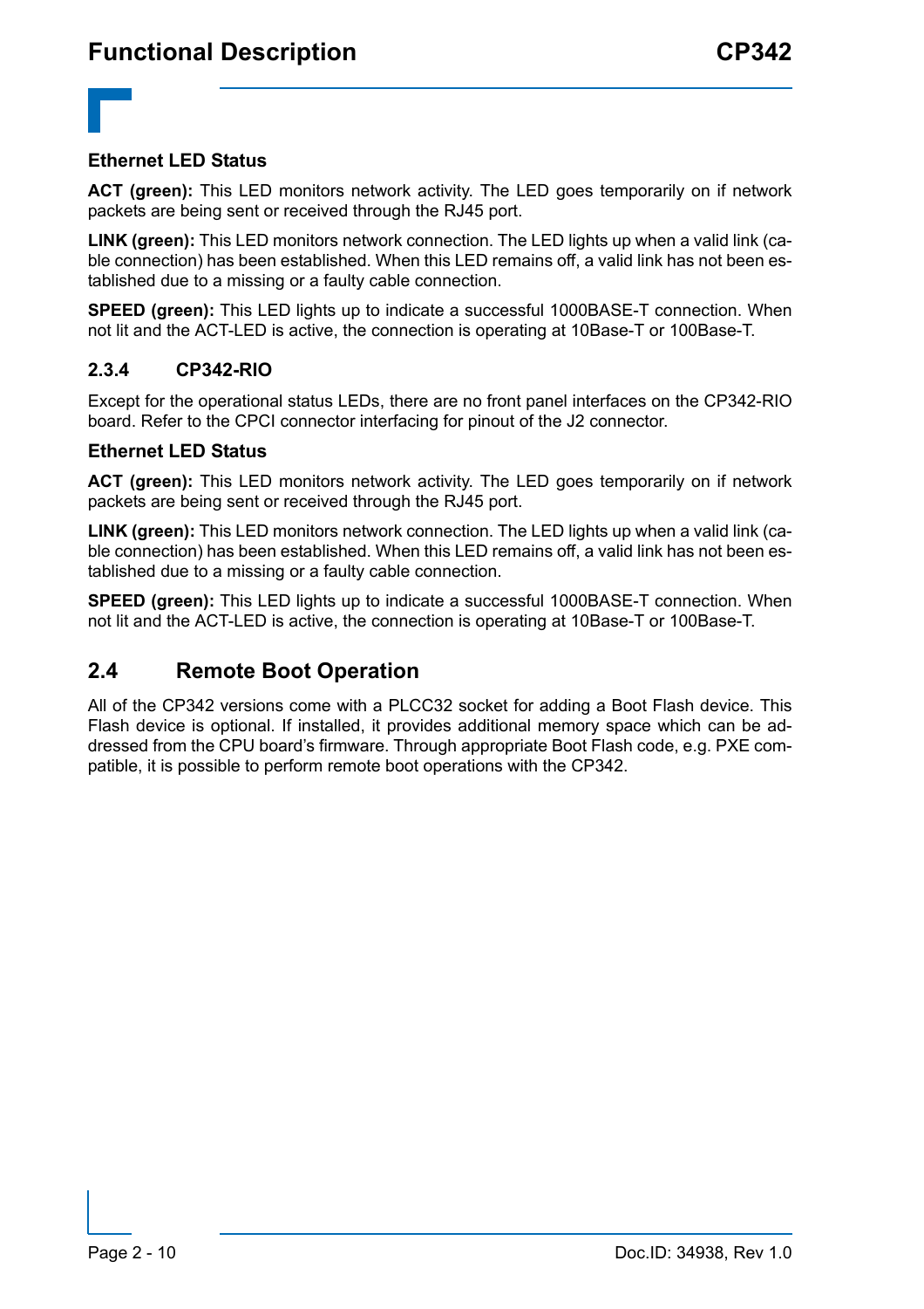### Ethernet LED Status

**ACT (green):** This LED monitors network activity. The LED goes temporarily on if network packets are being sent or received through the RJ45 port.

**LINK (green):** This LED monitors network connection. The LED lights up when a valid link (cable connection) has been established. When this LED remains off, a valid link has not been established due to a missing or a faulty cable connection.

**SPEED (green):** This LED lights up to indicate a successful 1000BASE-T connection. When not lit and the ACT-LED is active, the connection is operating at 10Base-T or 100Base-T.

### 2.3.4 CP342-RIO

Except for the operational status LEDs, there are no front panel interfaces on the CP342-RIO board. Refer to the CPCI connector interfacing for pinout of the J2 connector.

### Ethernet LED Status

**ACT (green):** This LED monitors network activity. The LED goes temporarily on if network packets are being sent or received through the RJ45 port.

**LINK (green):** This LED monitors network connection. The LED lights up when a valid link (cable connection) has been established. When this LED remains off, a valid link has not been established due to a missing or a faulty cable connection.

**SPEED (green):** This LED lights up to indicate a successful 1000BASE-T connection. When not lit and the ACT-LED is active, the connection is operating at 10Base-T or 100Base-T.

## 2.4 Remote Boot Operation

All of the CP342 versions come with a PLCC32 socket for adding a Boot Flash device. This Flash device is optional. If installed, it provides additional memory space which can be addressed from the CPU board's firmware. Through appropriate Boot Flash code, e.g. PXE compatible, it is possible to perform remote boot operations with the CP342.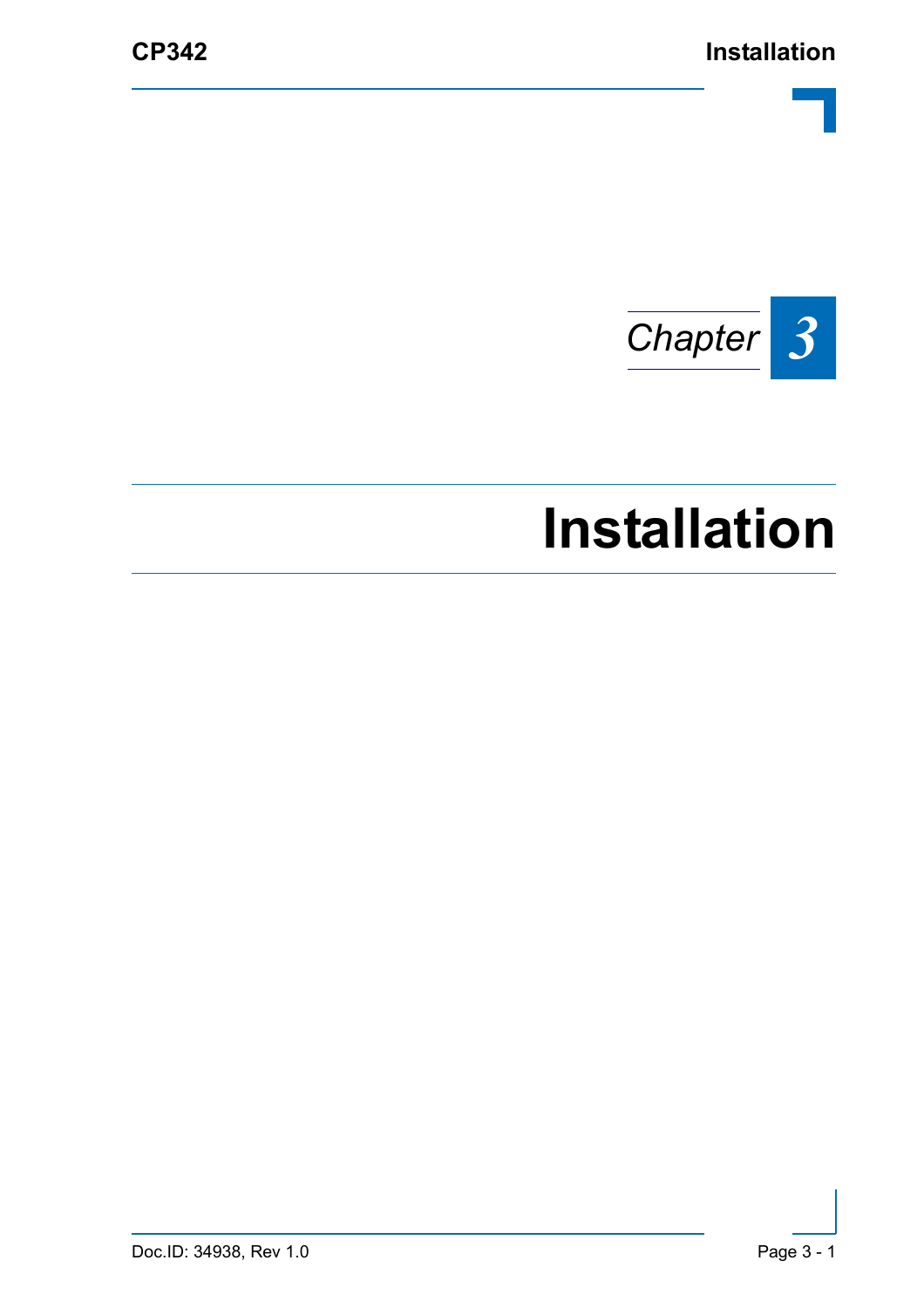*Chapter* **3**

# Installation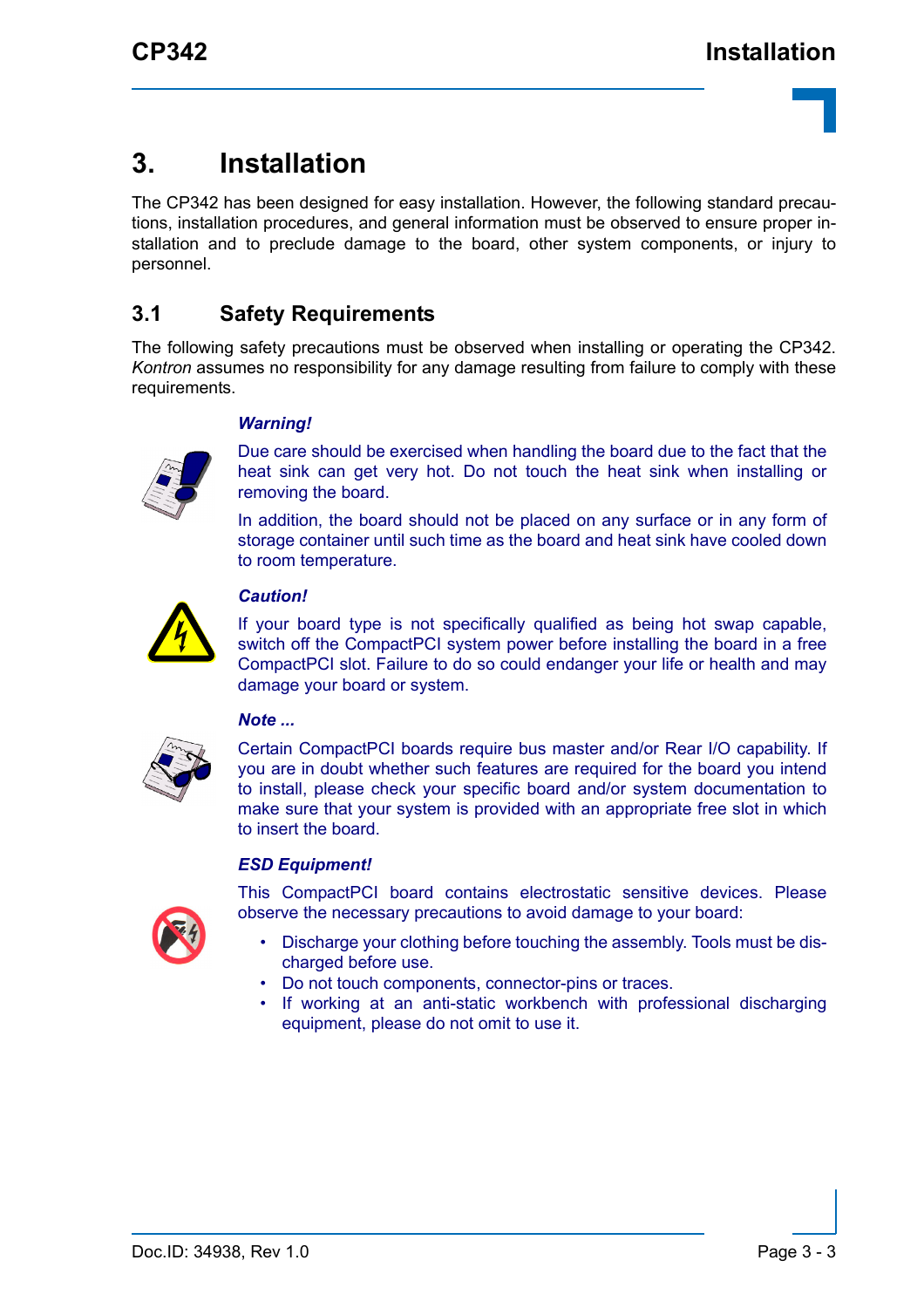# 3. Installation

The CP342 has been designed for easy installation. However, the following standard precautions, installation procedures, and general information must be observed to ensure proper installation and to preclude damage to the board, other system components, or injury to personnel.

## 3.1 Safety Requirements

The following safety precautions must be observed when installing or operating the CP342. *Kontron* assumes no responsibility for any damage resulting from failure to comply with these requirements.

***Warning!***

Due care should be exercised when handling the board due to the fact that the heat sink can get very hot. Do not touch the heat sink when installing or removing the board.

In addition, the board should not be placed on any surface or in any form of storage container until such time as the board and heat sink have cooled down to room temperature.

***Caution!***

If your board type is not specifically qualified as being hot swap capable, switch off the CompactPCI system power before installing the board in a free CompactPCI slot. Failure to do so could endanger your life or health and may damage your board or system.

***Note ...***

Certain CompactPCI boards require bus master and/or Rear I/O capability. If you are in doubt whether such features are required for the board you intend to install, please check your specific board and/or system documentation to make sure that your system is provided with an appropriate free slot in which to insert the board.

***ESD Equipment!***

This CompactPCI board contains electrostatic sensitive devices. Please observe the necessary precautions to avoid damage to your board:

- Discharge your clothing before touching the assembly. Tools must be discharged before use.
- Do not touch components, connector-pins or traces.
- If working at an anti-static workbench with professional discharging equipment, please do not omit to use it.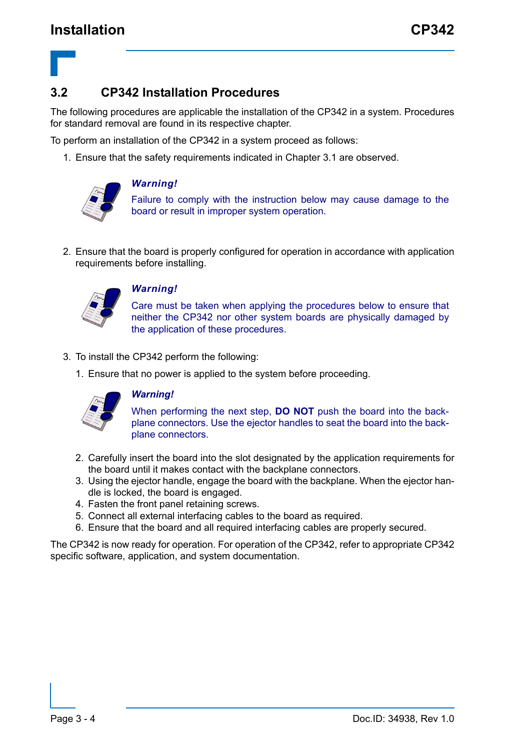## 3.2 CP342 Installation Procedures

The following procedures are applicable the installation of the CP342 in a system. Procedures for standard removal are found in its respective chapter.

To perform an installation of the CP342 in a system proceed as follows:

1. Ensure that the safety requirements indicated in Chapter 3.1 are observed.

   ***Warning!***

   Failure to comply with the instruction below may cause damage to the board or result in improper system operation.

2. Ensure that the board is properly configured for operation in accordance with application requirements before installing.

   ***Warning!***

   Care must be taken when applying the procedures below to ensure that neither the CP342 nor other system boards are physically damaged by the application of these procedures.

3. To install the CP342 perform the following:
   1. Ensure that no power is applied to the system before proceeding.

      ***Warning!***

      When performing the next step, **DO NOT** push the board into the backplane connectors. Use the ejector handles to seat the board into the backplane connectors.

   2. Carefully insert the board into the slot designated by the application requirements for the board until it makes contact with the backplane connectors.
   3. Using the ejector handle, engage the board with the backplane. When the ejector handle is locked, the board is engaged.
   4. Fasten the front panel retaining screws.
   5. Connect all external interfacing cables to the board as required.
   6. Ensure that the board and all required interfacing cables are properly secured.

The CP342 is now ready for operation. For operation of the CP342, refer to appropriate CP342 specific software, application, and system documentation.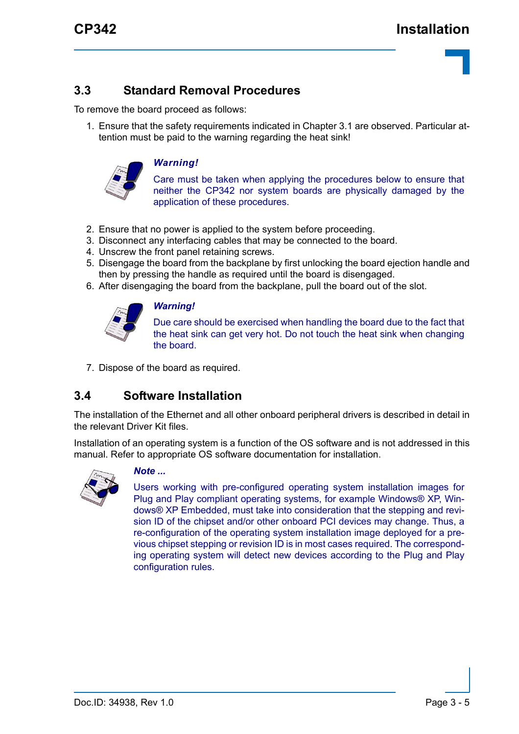## 3.3 Standard Removal Procedures

To remove the board proceed as follows:

1. Ensure that the safety requirements indicated in Chapter 3.1 are observed. Particular attention must be paid to the warning regarding the heat sink!

> ***Warning!***
>
> Care must be taken when applying the procedures below to ensure that neither the CP342 nor system boards are physically damaged by the application of these procedures.

2. Ensure that no power is applied to the system before proceeding.
3. Disconnect any interfacing cables that may be connected to the board.
4. Unscrew the front panel retaining screws.
5. Disengage the board from the backplane by first unlocking the board ejection handle and then by pressing the handle as required until the board is disengaged.
6. After disengaging the board from the backplane, pull the board out of the slot.

> ***Warning!***
>
> Due care should be exercised when handling the board due to the fact that the heat sink can get very hot. Do not touch the heat sink when changing the board.

7. Dispose of the board as required.

## 3.4 Software Installation

The installation of the Ethernet and all other onboard peripheral drivers is described in detail in the relevant Driver Kit files.

Installation of an operating system is a function of the OS software and is not addressed in this manual. Refer to appropriate OS software documentation for installation.

> ***Note ...***
>
> Users working with pre-configured operating system installation images for Plug and Play compliant operating systems, for example Windows® XP, Windows® XP Embedded, must take into consideration that the stepping and revision ID of the chipset and/or other onboard PCI devices may change. Thus, a re-configuration of the operating system installation image deployed for a previous chipset stepping or revision ID is in most cases required. The corresponding operating system will detect new devices according to the Plug and Play configuration rules.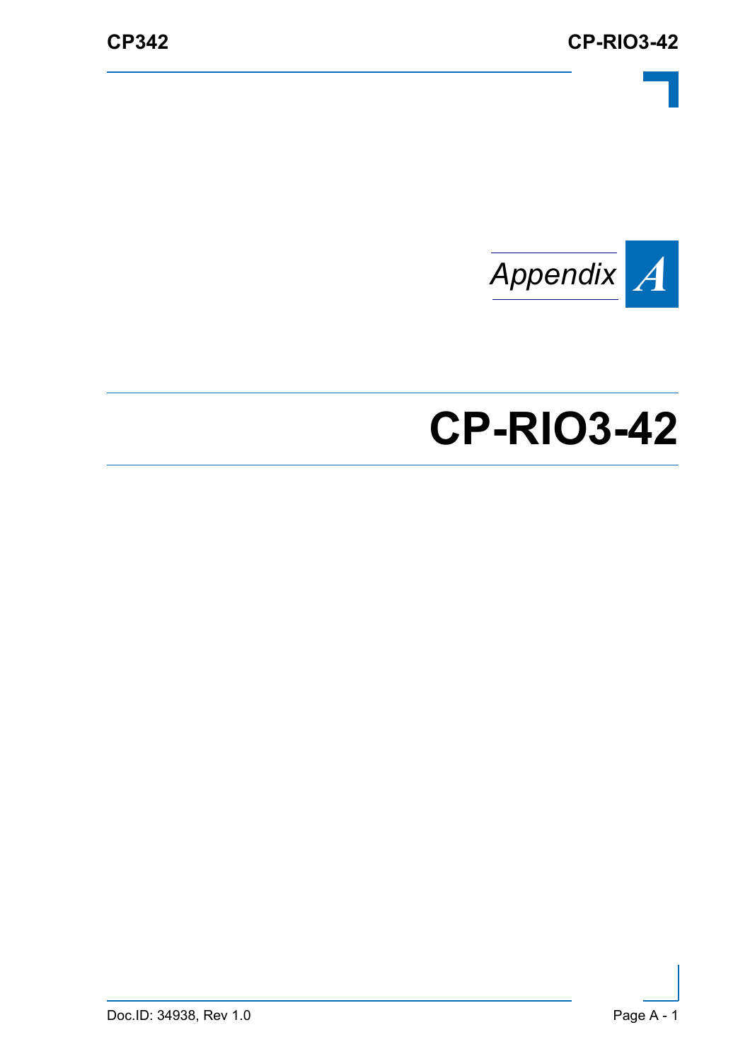*Appendix* *A*

# CP-RIO3-42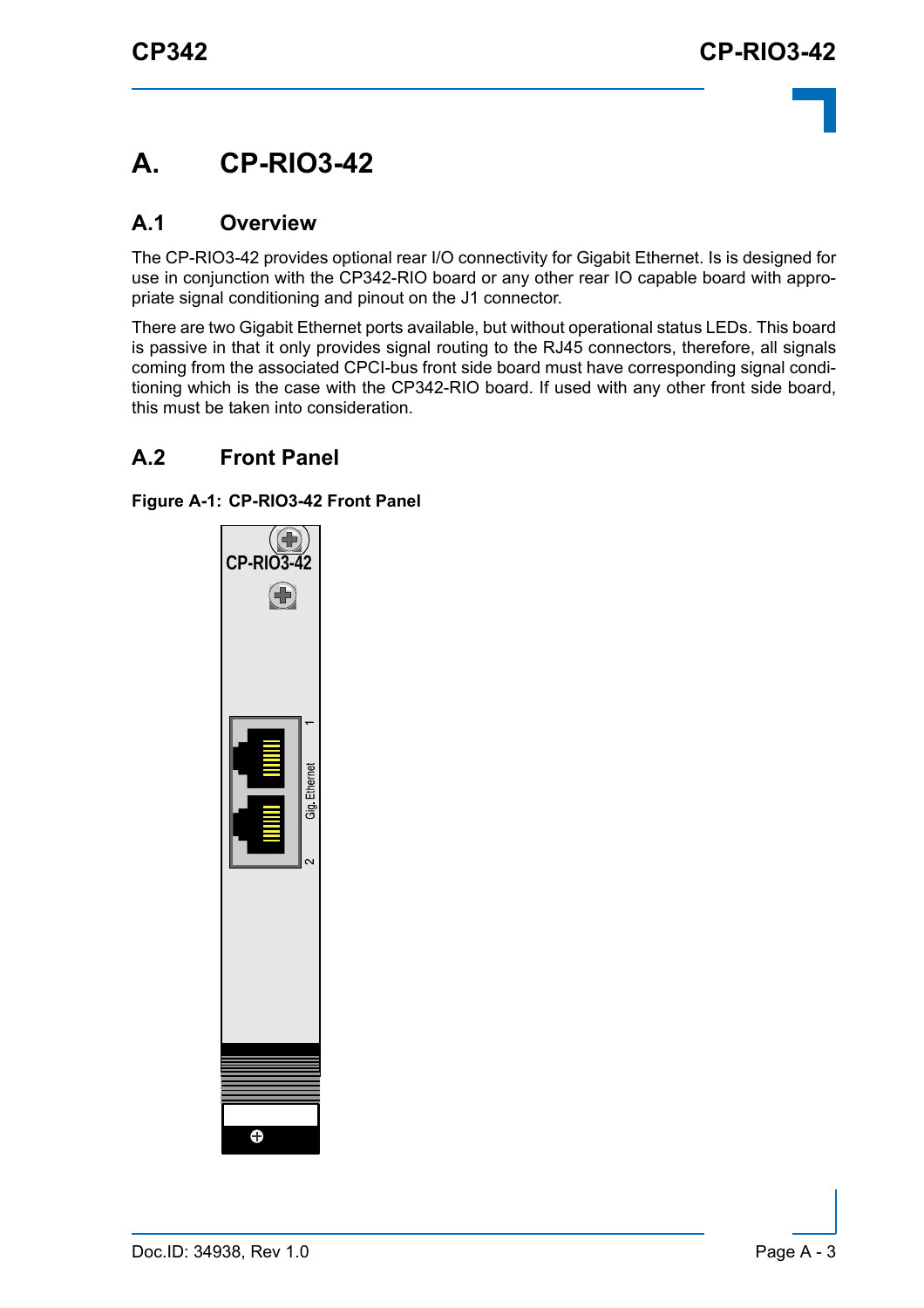# A. CP-RIO3-42

## A.1 Overview

The CP-RIO3-42 provides optional rear I/O connectivity for Gigabit Ethernet. Is is designed for use in conjunction with the CP342-RIO board or any other rear IO capable board with appropriate signal conditioning and pinout on the J1 connector.

There are two Gigabit Ethernet ports available, but without operational status LEDs. This board is passive in that it only provides signal routing to the RJ45 connectors, therefore, all signals coming from the associated CPCI-bus front side board must have corresponding signal conditioning which is the case with the CP342-RIO board. If used with any other front side board, this must be taken into consideration.

## A.2 Front Panel

**Figure A-1: CP-RIO3-42 Front Panel**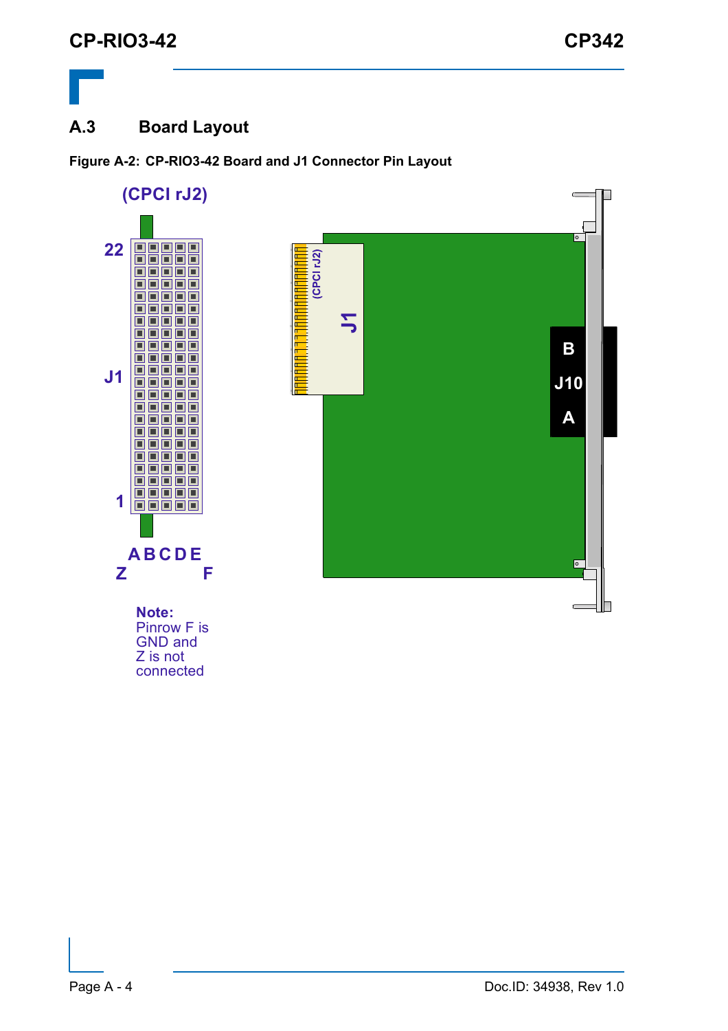## A.3 Board Layout

**Figure A-2: CP-RIO3-42 Board and J1 Connector Pin Layout**

(CPCI rJ2)

22

J1

1

A B C D E
Z F

**Note:**
Pinrow F is GND and Z is not connected

(CPCI rJ2)

J1

B
J10
A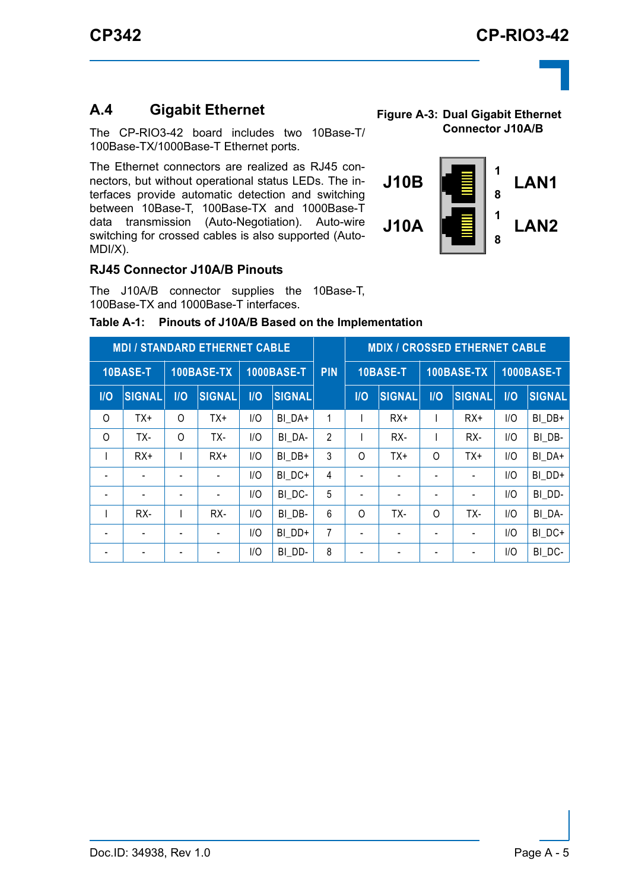## A.4 Gigabit Ethernet

The CP-RIO3-42 board includes two 10Base-T/100Base-TX/1000Base-T Ethernet ports.

The Ethernet connectors are realized as RJ45 connectors, but without operational status LEDs. The interfaces provide automatic detection and switching between 10Base-T, 100Base-TX and 1000Base-T data transmission (Auto-Negotiation). Auto-wire switching for crossed cables is also supported (Auto-MDI/X).

**Figure A-3: Dual Gigabit Ethernet Connector J10A/B**

J10B — 1 … 8 — LAN1

J10A — 1 … 8 — LAN2

### RJ45 Connector J10A/B Pinouts

The J10A/B connector supplies the 10Base-T, 100Base-TX and 1000Base-T interfaces.

**Table A-1: Pinouts of J10A/B Based on the Implementation**

| MDI / STANDARD ETHERNET CABLE | | | | | | PIN | MDIX / CROSSED ETHERNET CABLE | | | | | |
|---|---|---|---|---|---|---|---|---|---|---|---|---|
| 10BASE-T | | 100BASE-TX | | 1000BASE-T | | | 10BASE-T | | 100BASE-TX | | 1000BASE-T | |
| I/O | SIGNAL | I/O | SIGNAL | I/O | SIGNAL | | I/O | SIGNAL | I/O | SIGNAL | I/O | SIGNAL |
| O | TX+ | O | TX+ | I/O | BI_DA+ | 1 | I | RX+ | I | RX+ | I/O | BI_DB+ |
| O | TX- | O | TX- | I/O | BI_DA- | 2 | I | RX- | I | RX- | I/O | BI_DB- |
| I | RX+ | I | RX+ | I/O | BI_DB+ | 3 | O | TX+ | O | TX+ | I/O | BI_DA+ |
| - | - | - | - | I/O | BI_DC+ | 4 | - | - | - | - | I/O | BI_DD+ |
| - | - | - | - | I/O | BI_DC- | 5 | - | - | - | - | I/O | BI_DD- |
| I | RX- | I | RX- | I/O | BI_DB- | 6 | O | TX- | O | TX- | I/O | BI_DA- |
| - | - | - | - | I/O | BI_DD+ | 7 | - | - | - | - | I/O | BI_DC+ |
| - | - | - | - | I/O | BI_DD- | 8 | - | - | - | - | I/O | BI_DC- |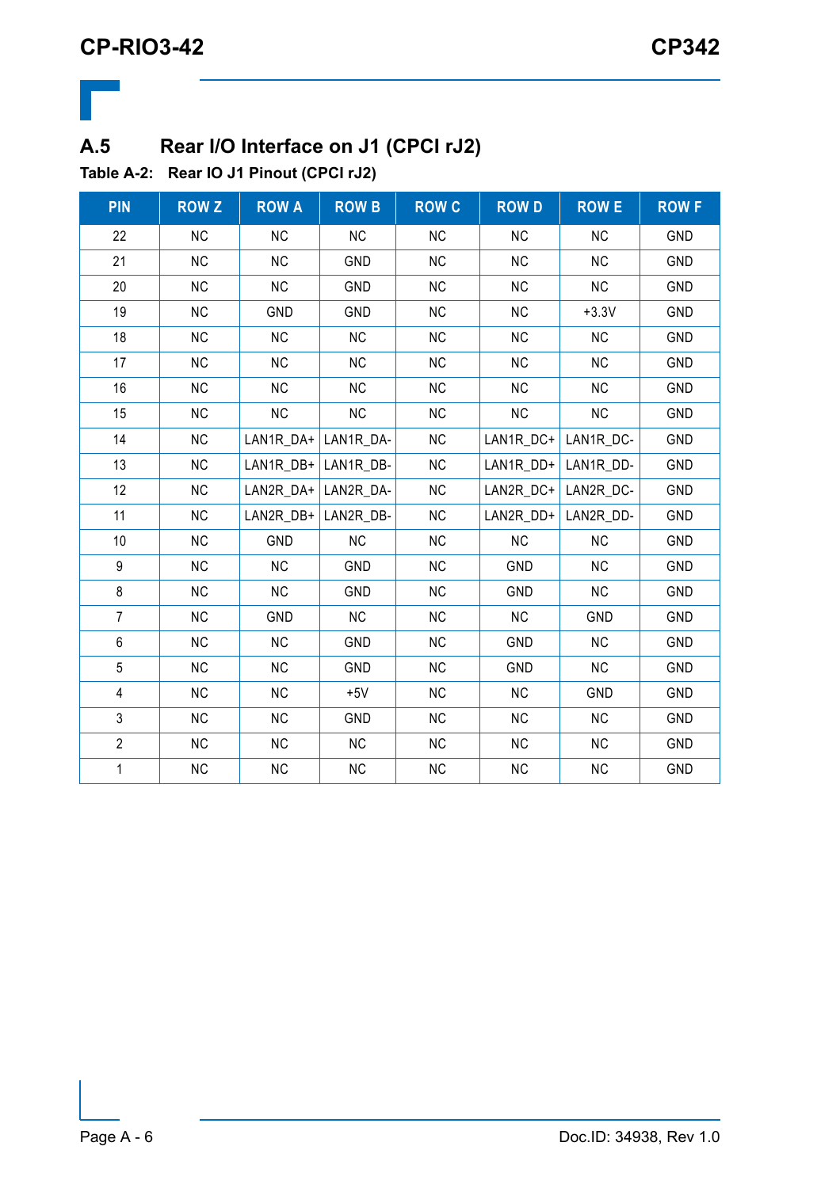## A.5 Rear I/O Interface on J1 (CPCI rJ2)

**Table A-2: Rear IO J1 Pinout (CPCI rJ2)**

| PIN | ROW Z | ROW A | ROW B | ROW C | ROW D | ROW E | ROW F |
|---|---|---|---|---|---|---|---|
| 22 | NC | NC | NC | NC | NC | NC | GND |
| 21 | NC | NC | GND | NC | NC | NC | GND |
| 20 | NC | NC | GND | NC | NC | NC | GND |
| 19 | NC | GND | GND | NC | NC | +3.3V | GND |
| 18 | NC | NC | NC | NC | NC | NC | GND |
| 17 | NC | NC | NC | NC | NC | NC | GND |
| 16 | NC | NC | NC | NC | NC | NC | GND |
| 15 | NC | NC | NC | NC | NC | NC | GND |
| 14 | NC | LAN1R_DA+ | LAN1R_DA- | NC | LAN1R_DC+ | LAN1R_DC- | GND |
| 13 | NC | LAN1R_DB+ | LAN1R_DB- | NC | LAN1R_DD+ | LAN1R_DD- | GND |
| 12 | NC | LAN2R_DA+ | LAN2R_DA- | NC | LAN2R_DC+ | LAN2R_DC- | GND |
| 11 | NC | LAN2R_DB+ | LAN2R_DB- | NC | LAN2R_DD+ | LAN2R_DD- | GND |
| 10 | NC | GND | NC | NC | NC | NC | GND |
| 9 | NC | NC | GND | NC | GND | NC | GND |
| 8 | NC | NC | GND | NC | GND | NC | GND |
| 7 | NC | GND | NC | NC | NC | GND | GND |
| 6 | NC | NC | GND | NC | GND | NC | GND |
| 5 | NC | NC | GND | NC | GND | NC | GND |
| 4 | NC | NC | +5V | NC | NC | GND | GND |
| 3 | NC | NC | GND | NC | NC | NC | GND |
| 2 | NC | NC | NC | NC | NC | NC | GND |
| 1 | NC | NC | NC | NC | NC | NC | GND |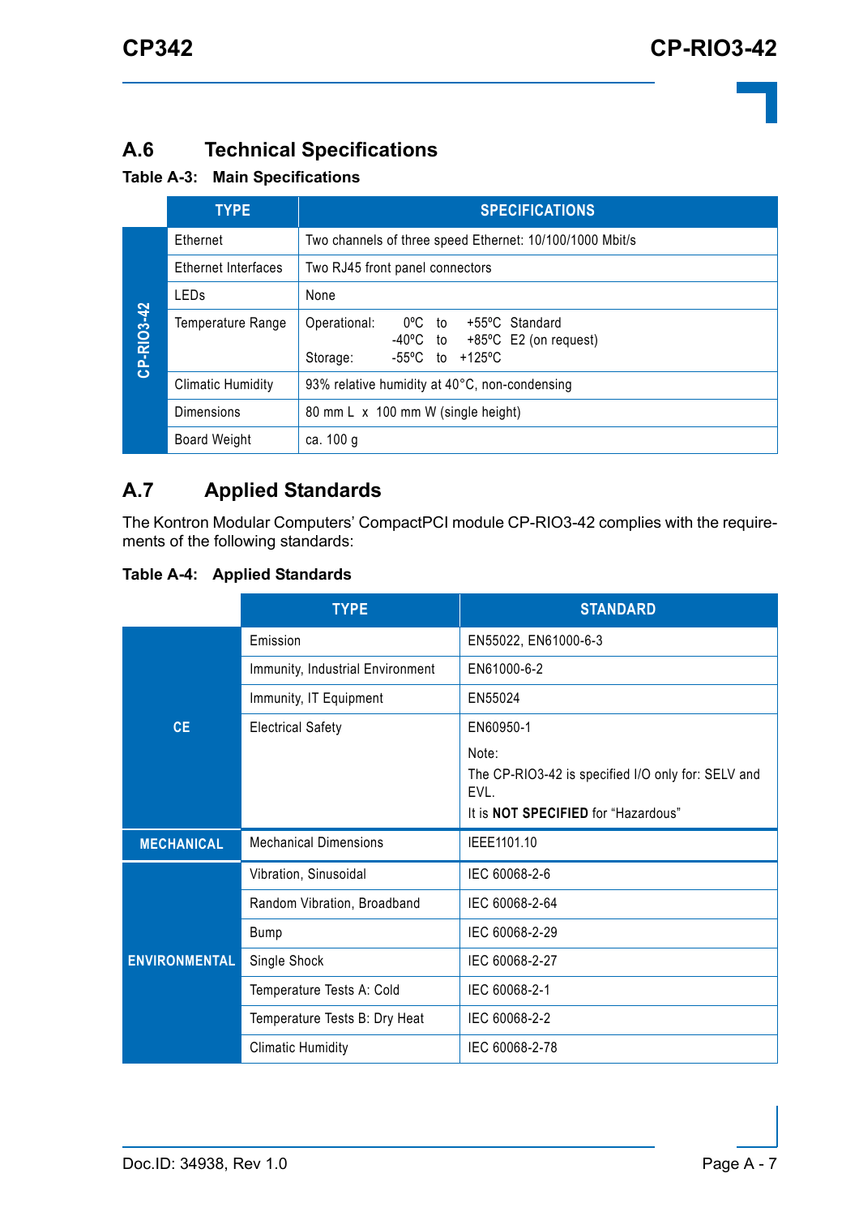## A.6 Technical Specifications

**Table A-3: Main Specifications**

| | TYPE | SPECIFICATIONS |
|---|---|---|
| CP-RIO3-42 | Ethernet | Two channels of three speed Ethernet: 10/100/1000 Mbit/s |
| | Ethernet Interfaces | Two RJ45 front panel connectors |
| | LEDs | None |
| | Temperature Range | Operational: 0ºC to +55ºC Standard<br>-40ºC to +85ºC E2 (on request)<br>Storage: -55ºC to +125ºC |
| | Climatic Humidity | 93% relative humidity at 40°C, non-condensing |
| | Dimensions | 80 mm L x 100 mm W (single height) |
| | Board Weight | ca. 100 g |

## A.7 Applied Standards

The Kontron Modular Computers' CompactPCI module CP-RIO3-42 complies with the requirements of the following standards:

**Table A-4: Applied Standards**

| | TYPE | STANDARD |
|---|---|---|
| CE | Emission | EN55022, EN61000-6-3 |
| | Immunity, Industrial Environment | EN61000-6-2 |
| | Immunity, IT Equipment | EN55024 |
| | Electrical Safety | EN60950-1<br>Note:<br>The CP-RIO3-42 is specified I/O only for: SELV and EVL.<br>It is **NOT SPECIFIED** for "Hazardous" |
| MECHANICAL | Mechanical Dimensions | IEEE1101.10 |
| ENVIRONMENTAL | Vibration, Sinusoidal | IEC 60068-2-6 |
| | Random Vibration, Broadband | IEC 60068-2-64 |
| | Bump | IEC 60068-2-29 |
| | Single Shock | IEC 60068-2-27 |
| | Temperature Tests A: Cold | IEC 60068-2-1 |
| | Temperature Tests B: Dry Heat | IEC 60068-2-2 |
| | Climatic Humidity | IEC 60068-2-78 |